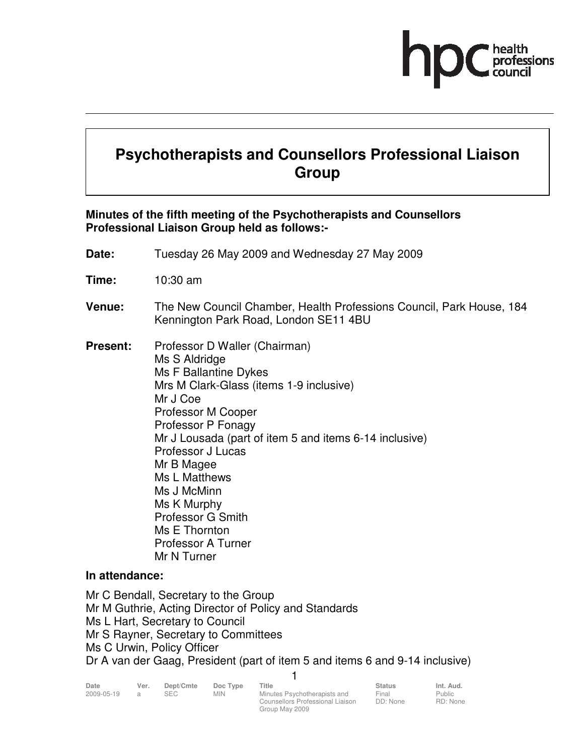# Psychotherapists and Counsellors Professional Liaison Group

**Minutes of the fifth meeting of the Psychotherapists and Counsellors Professional Liaison Group held as follows:-**

**Date:** Tuesday 26 May 2009 and Wednesday 27 May 2009

**Time:** 10:30 am

**Venue:** The New Council Chamber, Health Professions Council, Park House, 184 Kennington Park Road, London SE11 4BU

**Present:**
Professor D Waller (Chairman)
Ms S Aldridge
Ms F Ballantine Dykes
Mrs M Clark-Glass (items 1-9 inclusive)
Mr J Coe
Professor M Cooper
Professor P Fonagy
Mr J Lousada (part of item 5 and items 6-14 inclusive)
Professor J Lucas
Mr B Magee
Ms L Matthews
Ms J McMinn
Ms K Murphy
Professor G Smith
Ms E Thornton
Professor A Turner
Mr N Turner

**In attendance:**

Mr C Bendall, Secretary to the Group
Mr M Guthrie, Acting Director of Policy and Standards
Ms L Hart, Secretary to Council
Mr S Rayner, Secretary to Committees
Ms C Urwin, Policy Officer
Dr A van der Gaag, President (part of item 5 and items 6 and 9-14 inclusive)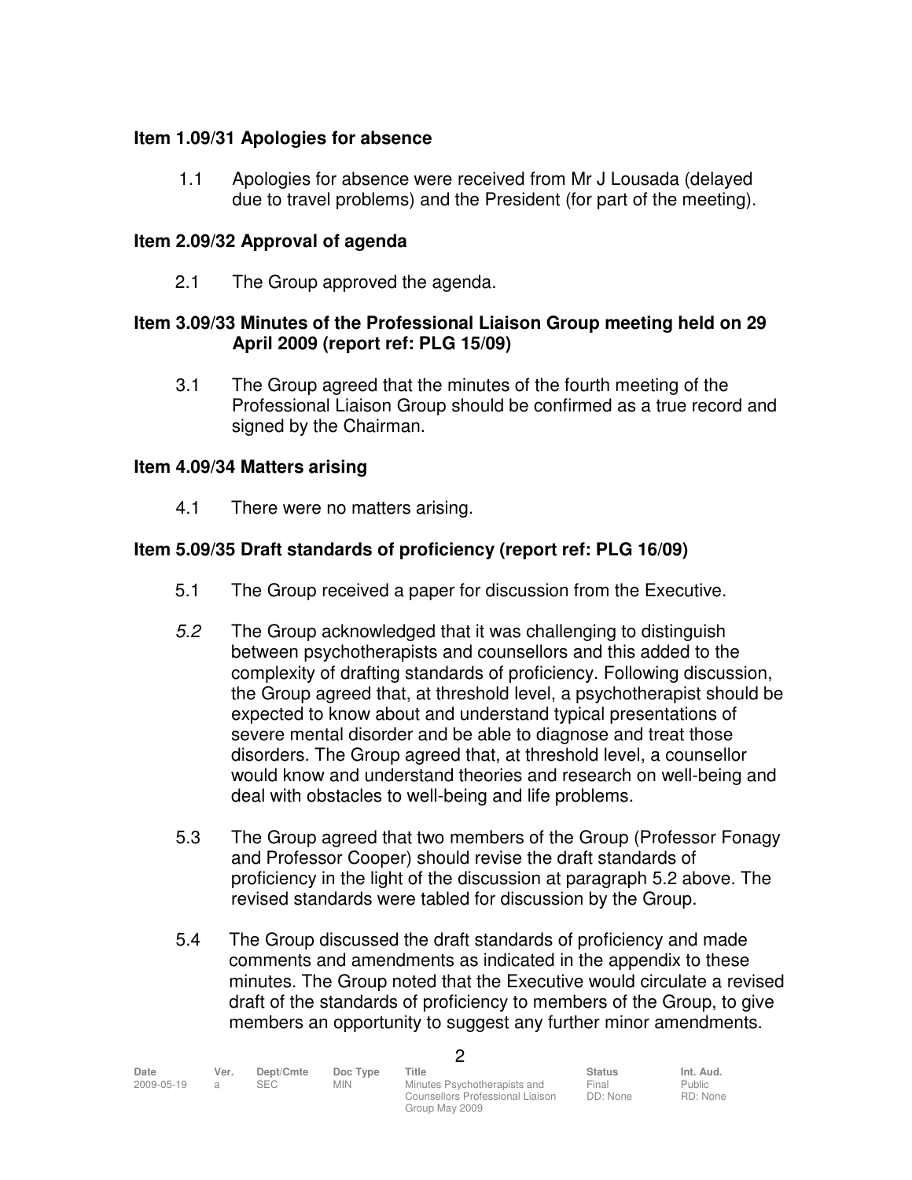### Item 1.09/31 Apologies for absence

1.1 Apologies for absence were received from Mr J Lousada (delayed due to travel problems) and the President (for part of the meeting).

### Item 2.09/32 Approval of agenda

2.1 The Group approved the agenda.

### Item 3.09/33 Minutes of the Professional Liaison Group meeting held on 29 April 2009 (report ref: PLG 15/09)

3.1 The Group agreed that the minutes of the fourth meeting of the Professional Liaison Group should be confirmed as a true record and signed by the Chairman.

### Item 4.09/34 Matters arising

4.1 There were no matters arising.

### Item 5.09/35 Draft standards of proficiency (report ref: PLG 16/09)

5.1 The Group received a paper for discussion from the Executive.

*5.2* The Group acknowledged that it was challenging to distinguish between psychotherapists and counsellors and this added to the complexity of drafting standards of proficiency. Following discussion, the Group agreed that, at threshold level, a psychotherapist should be expected to know about and understand typical presentations of severe mental disorder and be able to diagnose and treat those disorders. The Group agreed that, at threshold level, a counsellor would know and understand theories and research on well-being and deal with obstacles to well-being and life problems.

5.3 The Group agreed that two members of the Group (Professor Fonagy and Professor Cooper) should revise the draft standards of proficiency in the light of the discussion at paragraph 5.2 above. The revised standards were tabled for discussion by the Group.

5.4 The Group discussed the draft standards of proficiency and made comments and amendments as indicated in the appendix to these minutes. The Group noted that the Executive would circulate a revised draft of the standards of proficiency to members of the Group, to give members an opportunity to suggest any further minor amendments.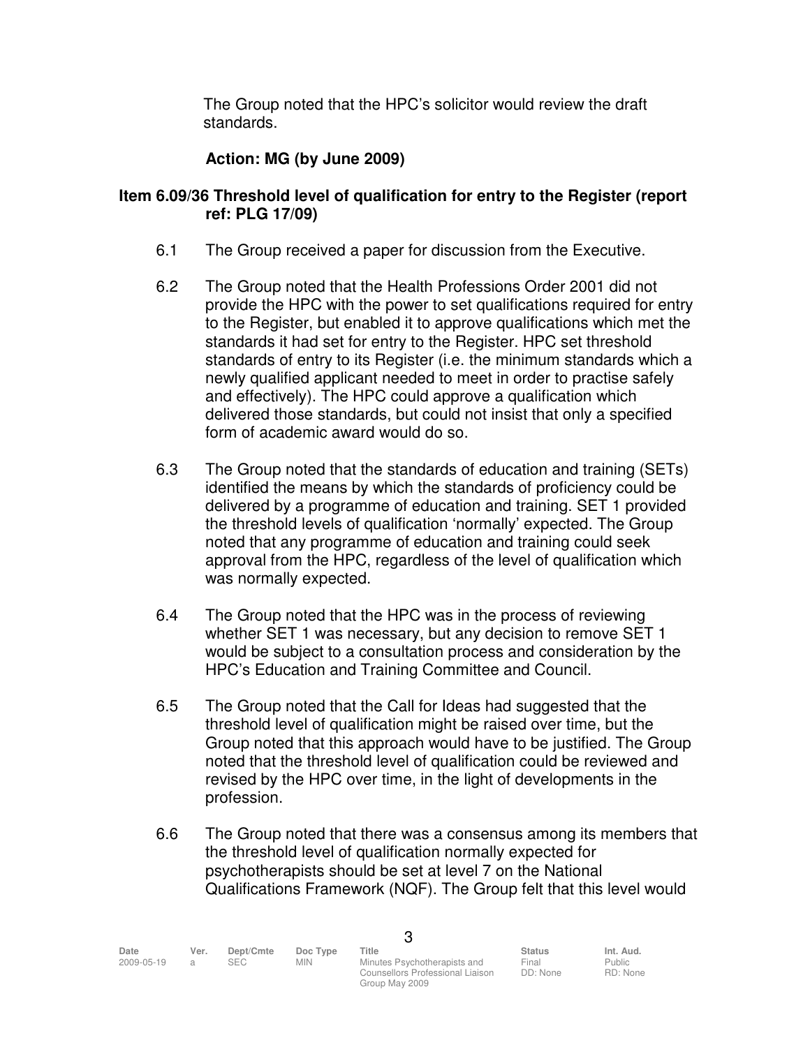The Group noted that the HPC's solicitor would review the draft standards.

**Action: MG (by June 2009)**

**Item 6.09/36 Threshold level of qualification for entry to the Register (report ref: PLG 17/09)**

6.1 The Group received a paper for discussion from the Executive.

6.2 The Group noted that the Health Professions Order 2001 did not provide the HPC with the power to set qualifications required for entry to the Register, but enabled it to approve qualifications which met the standards it had set for entry to the Register. HPC set threshold standards of entry to its Register (i.e. the minimum standards which a newly qualified applicant needed to meet in order to practise safely and effectively). The HPC could approve a qualification which delivered those standards, but could not insist that only a specified form of academic award would do so.

6.3 The Group noted that the standards of education and training (SETs) identified the means by which the standards of proficiency could be delivered by a programme of education and training. SET 1 provided the threshold levels of qualification 'normally' expected. The Group noted that any programme of education and training could seek approval from the HPC, regardless of the level of qualification which was normally expected.

6.4 The Group noted that the HPC was in the process of reviewing whether SET 1 was necessary, but any decision to remove SET 1 would be subject to a consultation process and consideration by the HPC's Education and Training Committee and Council.

6.5 The Group noted that the Call for Ideas had suggested that the threshold level of qualification might be raised over time, but the Group noted that this approach would have to be justified. The Group noted that the threshold level of qualification could be reviewed and revised by the HPC over time, in the light of developments in the profession.

6.6 The Group noted that there was a consensus among its members that the threshold level of qualification normally expected for psychotherapists should be set at level 7 on the National Qualifications Framework (NQF). The Group felt that this level would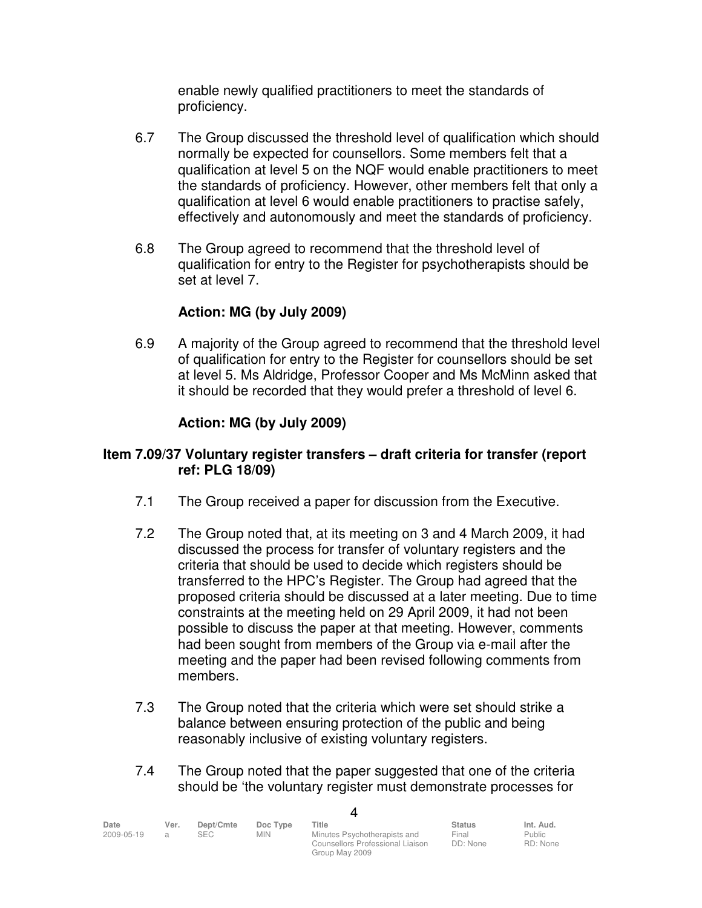enable newly qualified practitioners to meet the standards of proficiency.

6.7 The Group discussed the threshold level of qualification which should normally be expected for counsellors. Some members felt that a qualification at level 5 on the NQF would enable practitioners to meet the standards of proficiency. However, other members felt that only a qualification at level 6 would enable practitioners to practise safely, effectively and autonomously and meet the standards of proficiency.

6.8 The Group agreed to recommend that the threshold level of qualification for entry to the Register for psychotherapists should be set at level 7.

**Action: MG (by July 2009)**

6.9 A majority of the Group agreed to recommend that the threshold level of qualification for entry to the Register for counsellors should be set at level 5. Ms Aldridge, Professor Cooper and Ms McMinn asked that it should be recorded that they would prefer a threshold of level 6.

**Action: MG (by July 2009)**

### Item 7.09/37 Voluntary register transfers – draft criteria for transfer (report ref: PLG 18/09)

7.1 The Group received a paper for discussion from the Executive.

7.2 The Group noted that, at its meeting on 3 and 4 March 2009, it had discussed the process for transfer of voluntary registers and the criteria that should be used to decide which registers should be transferred to the HPC's Register. The Group had agreed that the proposed criteria should be discussed at a later meeting. Due to time constraints at the meeting held on 29 April 2009, it had not been possible to discuss the paper at that meeting. However, comments had been sought from members of the Group via e-mail after the meeting and the paper had been revised following comments from members.

7.3 The Group noted that the criteria which were set should strike a balance between ensuring protection of the public and being reasonably inclusive of existing voluntary registers.

7.4 The Group noted that the paper suggested that one of the criteria should be 'the voluntary register must demonstrate processes for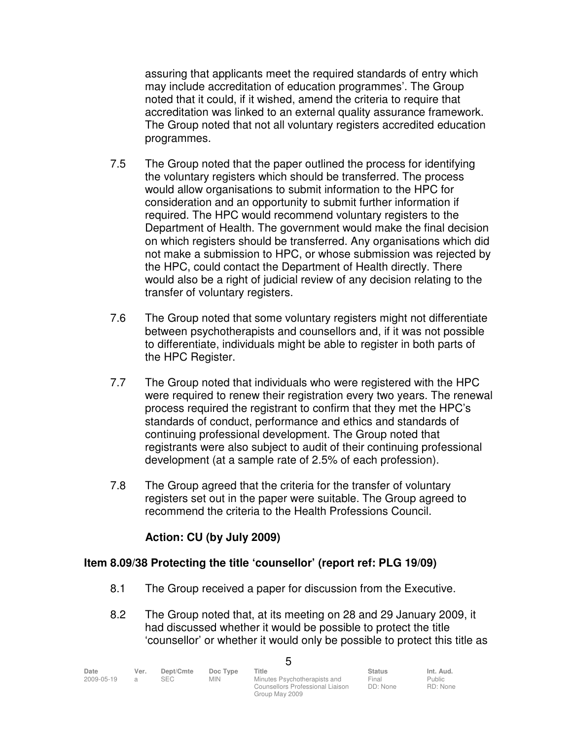assuring that applicants meet the required standards of entry which may include accreditation of education programmes'. The Group noted that it could, if it wished, amend the criteria to require that accreditation was linked to an external quality assurance framework. The Group noted that not all voluntary registers accredited education programmes.

7.5 The Group noted that the paper outlined the process for identifying the voluntary registers which should be transferred. The process would allow organisations to submit information to the HPC for consideration and an opportunity to submit further information if required. The HPC would recommend voluntary registers to the Department of Health. The government would make the final decision on which registers should be transferred. Any organisations which did not make a submission to HPC, or whose submission was rejected by the HPC, could contact the Department of Health directly. There would also be a right of judicial review of any decision relating to the transfer of voluntary registers.

7.6 The Group noted that some voluntary registers might not differentiate between psychotherapists and counsellors and, if it was not possible to differentiate, individuals might be able to register in both parts of the HPC Register.

7.7 The Group noted that individuals who were registered with the HPC were required to renew their registration every two years. The renewal process required the registrant to confirm that they met the HPC's standards of conduct, performance and ethics and standards of continuing professional development. The Group noted that registrants were also subject to audit of their continuing professional development (at a sample rate of 2.5% of each profession).

7.8 The Group agreed that the criteria for the transfer of voluntary registers set out in the paper were suitable. The Group agreed to recommend the criteria to the Health Professions Council.

**Action: CU (by July 2009)**

**Item 8.09/38 Protecting the title 'counsellor' (report ref: PLG 19/09)**

8.1 The Group received a paper for discussion from the Executive.

8.2 The Group noted that, at its meeting on 28 and 29 January 2009, it had discussed whether it would be possible to protect the title 'counsellor' or whether it would only be possible to protect this title as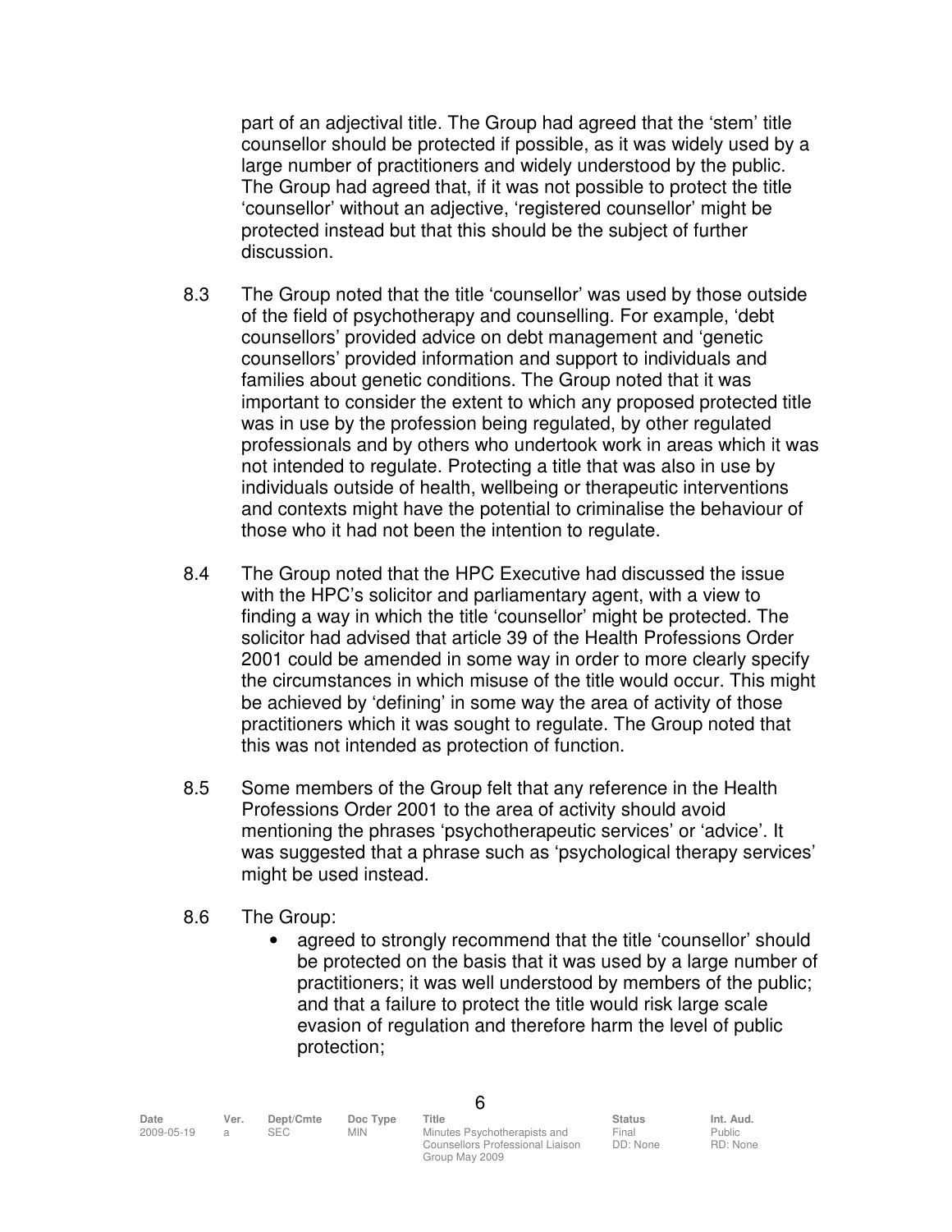part of an adjectival title. The Group had agreed that the 'stem' title counsellor should be protected if possible, as it was widely used by a large number of practitioners and widely understood by the public. The Group had agreed that, if it was not possible to protect the title 'counsellor' without an adjective, 'registered counsellor' might be protected instead but that this should be the subject of further discussion.

8.3 The Group noted that the title 'counsellor' was used by those outside of the field of psychotherapy and counselling. For example, 'debt counsellors' provided advice on debt management and 'genetic counsellors' provided information and support to individuals and families about genetic conditions. The Group noted that it was important to consider the extent to which any proposed protected title was in use by the profession being regulated, by other regulated professionals and by others who undertook work in areas which it was not intended to regulate. Protecting a title that was also in use by individuals outside of health, wellbeing or therapeutic interventions and contexts might have the potential to criminalise the behaviour of those who it had not been the intention to regulate.

8.4 The Group noted that the HPC Executive had discussed the issue with the HPC's solicitor and parliamentary agent, with a view to finding a way in which the title 'counsellor' might be protected. The solicitor had advised that article 39 of the Health Professions Order 2001 could be amended in some way in order to more clearly specify the circumstances in which misuse of the title would occur. This might be achieved by 'defining' in some way the area of activity of those practitioners which it was sought to regulate. The Group noted that this was not intended as protection of function.

8.5 Some members of the Group felt that any reference in the Health Professions Order 2001 to the area of activity should avoid mentioning the phrases 'psychotherapeutic services' or 'advice'. It was suggested that a phrase such as 'psychological therapy services' might be used instead.

8.6 The Group:

- agreed to strongly recommend that the title 'counsellor' should be protected on the basis that it was used by a large number of practitioners; it was well understood by members of the public; and that a failure to protect the title would risk large scale evasion of regulation and therefore harm the level of public protection;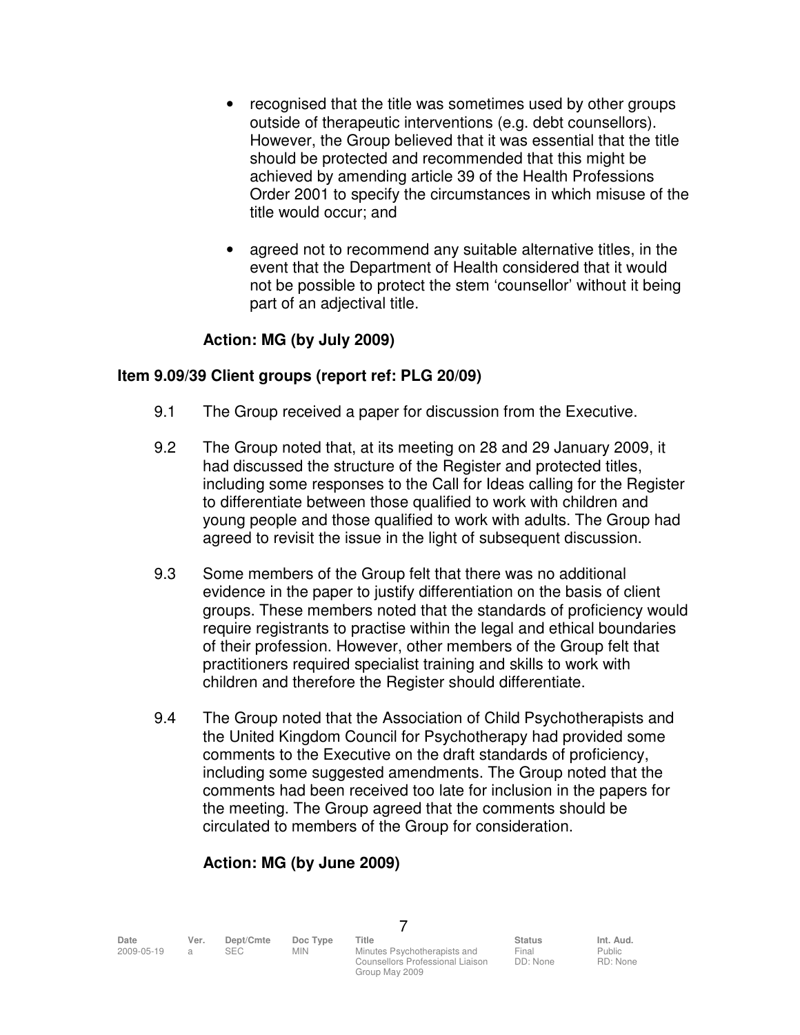- recognised that the title was sometimes used by other groups outside of therapeutic interventions (e.g. debt counsellors). However, the Group believed that it was essential that the title should be protected and recommended that this might be achieved by amending article 39 of the Health Professions Order 2001 to specify the circumstances in which misuse of the title would occur; and

- agreed not to recommend any suitable alternative titles, in the event that the Department of Health considered that it would not be possible to protect the stem 'counsellor' without it being part of an adjectival title.

**Action: MG (by July 2009)**

**Item 9.09/39 Client groups (report ref: PLG 20/09)**

9.1 The Group received a paper for discussion from the Executive.

9.2 The Group noted that, at its meeting on 28 and 29 January 2009, it had discussed the structure of the Register and protected titles, including some responses to the Call for Ideas calling for the Register to differentiate between those qualified to work with children and young people and those qualified to work with adults. The Group had agreed to revisit the issue in the light of subsequent discussion.

9.3 Some members of the Group felt that there was no additional evidence in the paper to justify differentiation on the basis of client groups. These members noted that the standards of proficiency would require registrants to practise within the legal and ethical boundaries of their profession. However, other members of the Group felt that practitioners required specialist training and skills to work with children and therefore the Register should differentiate.

9.4 The Group noted that the Association of Child Psychotherapists and the United Kingdom Council for Psychotherapy had provided some comments to the Executive on the draft standards of proficiency, including some suggested amendments. The Group noted that the comments had been received too late for inclusion in the papers for the meeting. The Group agreed that the comments should be circulated to members of the Group for consideration.

**Action: MG (by June 2009)**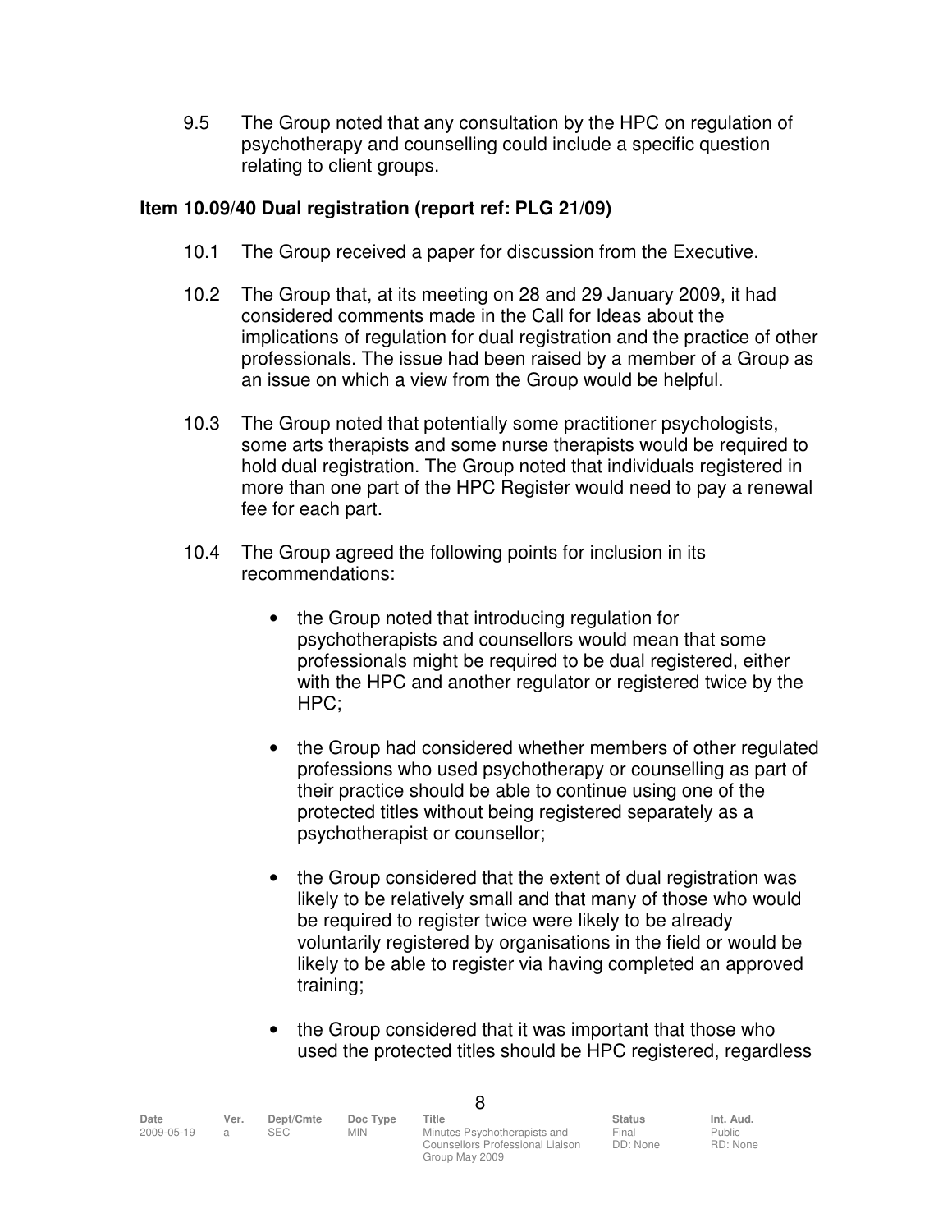9.5 The Group noted that any consultation by the HPC on regulation of psychotherapy and counselling could include a specific question relating to client groups.

**Item 10.09/40 Dual registration (report ref: PLG 21/09)**

10.1 The Group received a paper for discussion from the Executive.

10.2 The Group that, at its meeting on 28 and 29 January 2009, it had considered comments made in the Call for Ideas about the implications of regulation for dual registration and the practice of other professionals. The issue had been raised by a member of a Group as an issue on which a view from the Group would be helpful.

10.3 The Group noted that potentially some practitioner psychologists, some arts therapists and some nurse therapists would be required to hold dual registration. The Group noted that individuals registered in more than one part of the HPC Register would need to pay a renewal fee for each part.

10.4 The Group agreed the following points for inclusion in its recommendations:

- the Group noted that introducing regulation for psychotherapists and counsellors would mean that some professionals might be required to be dual registered, either with the HPC and another regulator or registered twice by the HPC;

- the Group had considered whether members of other regulated professions who used psychotherapy or counselling as part of their practice should be able to continue using one of the protected titles without being registered separately as a psychotherapist or counsellor;

- the Group considered that the extent of dual registration was likely to be relatively small and that many of those who would be required to register twice were likely to be already voluntarily registered by organisations in the field or would be likely to be able to register via having completed an approved training;

- the Group considered that it was important that those who used the protected titles should be HPC registered, regardless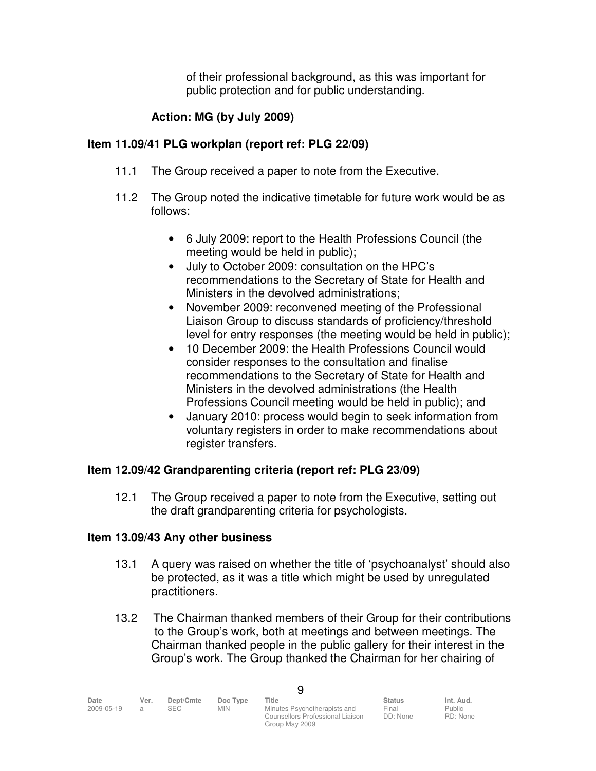of their professional background, as this was important for public protection and for public understanding.

**Action: MG (by July 2009)**

**Item 11.09/41 PLG workplan (report ref: PLG 22/09)**

11.1 The Group received a paper to note from the Executive.

11.2 The Group noted the indicative timetable for future work would be as follows:

- 6 July 2009: report to the Health Professions Council (the meeting would be held in public);
- July to October 2009: consultation on the HPC's recommendations to the Secretary of State for Health and Ministers in the devolved administrations;
- November 2009: reconvened meeting of the Professional Liaison Group to discuss standards of proficiency/threshold level for entry responses (the meeting would be held in public);
- 10 December 2009: the Health Professions Council would consider responses to the consultation and finalise recommendations to the Secretary of State for Health and Ministers in the devolved administrations (the Health Professions Council meeting would be held in public); and
- January 2010: process would begin to seek information from voluntary registers in order to make recommendations about register transfers.

**Item 12.09/42 Grandparenting criteria (report ref: PLG 23/09)**

12.1 The Group received a paper to note from the Executive, setting out the draft grandparenting criteria for psychologists.

**Item 13.09/43 Any other business**

13.1 A query was raised on whether the title of 'psychoanalyst' should also be protected, as it was a title which might be used by unregulated practitioners.

13.2 The Chairman thanked members of their Group for their contributions to the Group's work, both at meetings and between meetings. The Chairman thanked people in the public gallery for their interest in the Group's work. The Group thanked the Chairman for her chairing of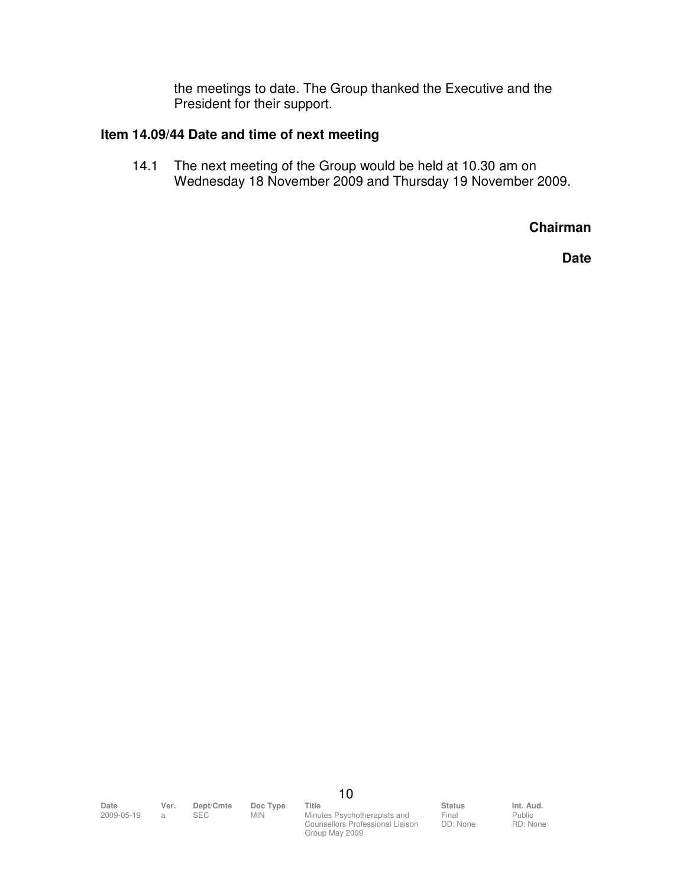the meetings to date. The Group thanked the Executive and the President for their support.

**Item 14.09/44 Date and time of next meeting**

14.1 The next meeting of the Group would be held at 10.30 am on Wednesday 18 November 2009 and Thursday 19 November 2009.

**Chairman**

**Date**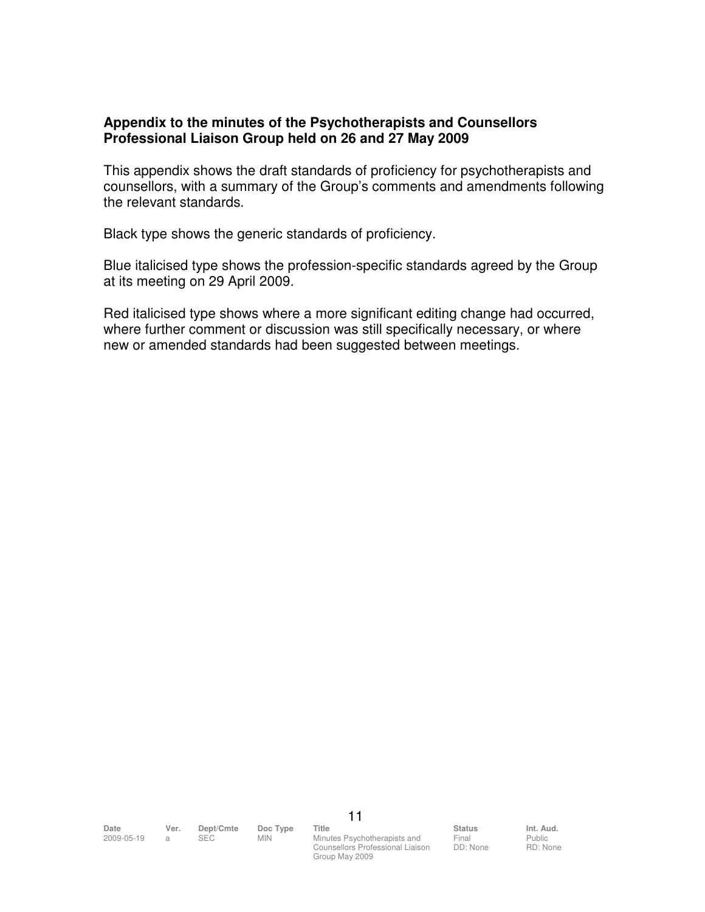**Appendix to the minutes of the Psychotherapists and Counsellors Professional Liaison Group held on 26 and 27 May 2009**

This appendix shows the draft standards of proficiency for psychotherapists and counsellors, with a summary of the Group's comments and amendments following the relevant standards.

Black type shows the generic standards of proficiency.

Blue italicised type shows the profession-specific standards agreed by the Group at its meeting on 29 April 2009.

Red italicised type shows where a more significant editing change had occurred, where further comment or discussion was still specifically necessary, or where new or amended standards had been suggested between meetings.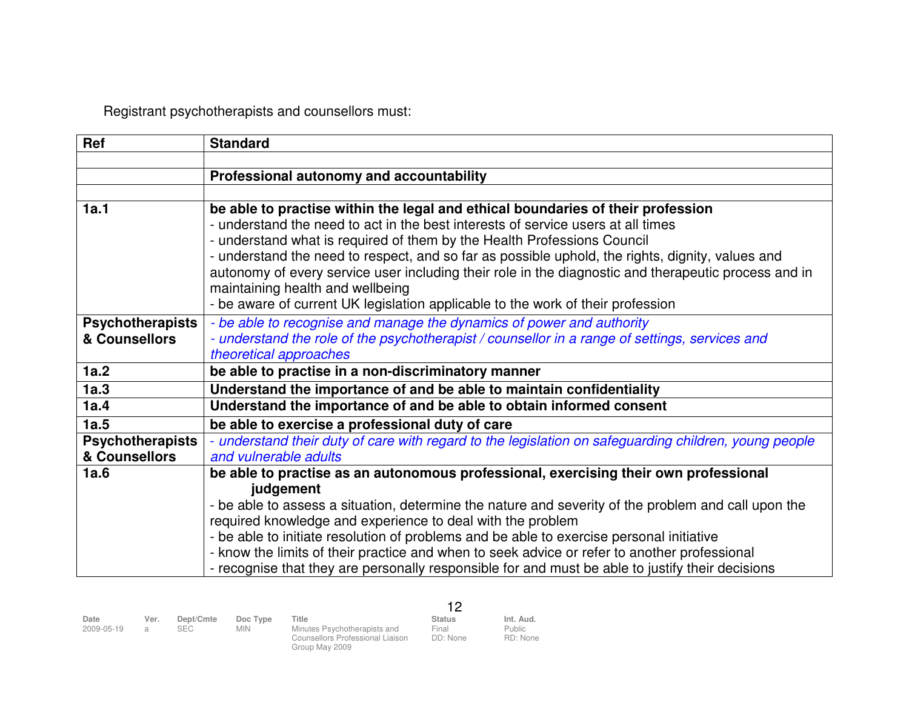Registrant psychotherapists and counsellors must:

| Ref | Standard |
| --- | --- |
| | |
| | **Professional autonomy and accountability** |
| | |
| **1a.1** | **be able to practise within the legal and ethical boundaries of their profession**<br>- understand the need to act in the best interests of service users at all times<br>- understand what is required of them by the Health Professions Council<br>- understand the need to respect, and so far as possible uphold, the rights, dignity, values and autonomy of every service user including their role in the diagnostic and therapeutic process and in maintaining health and wellbeing<br>- be aware of current UK legislation applicable to the work of their profession |
| **Psychotherapists & Counsellors** | *- be able to recognise and manage the dynamics of power and authority*<br>*- understand the role of the psychotherapist / counsellor in a range of settings, services and theoretical approaches* |
| **1a.2** | **be able to practise in a non-discriminatory manner** |
| **1a.3** | **Understand the importance of and be able to maintain confidentiality** |
| **1a.4** | **Understand the importance of and be able to obtain informed consent** |
| **1a.5** | **be able to exercise a professional duty of care** |
| **Psychotherapists & Counsellors** | *- understand their duty of care with regard to the legislation on safeguarding children, young people and vulnerable adults* |
| **1a.6** | **be able to practise as an autonomous professional, exercising their own professional judgement**<br>- be able to assess a situation, determine the nature and severity of the problem and call upon the required knowledge and experience to deal with the problem<br>- be able to initiate resolution of problems and be able to exercise personal initiative<br>- know the limits of their practice and when to seek advice or refer to another professional<br>- recognise that they are personally responsible for and must be able to justify their decisions |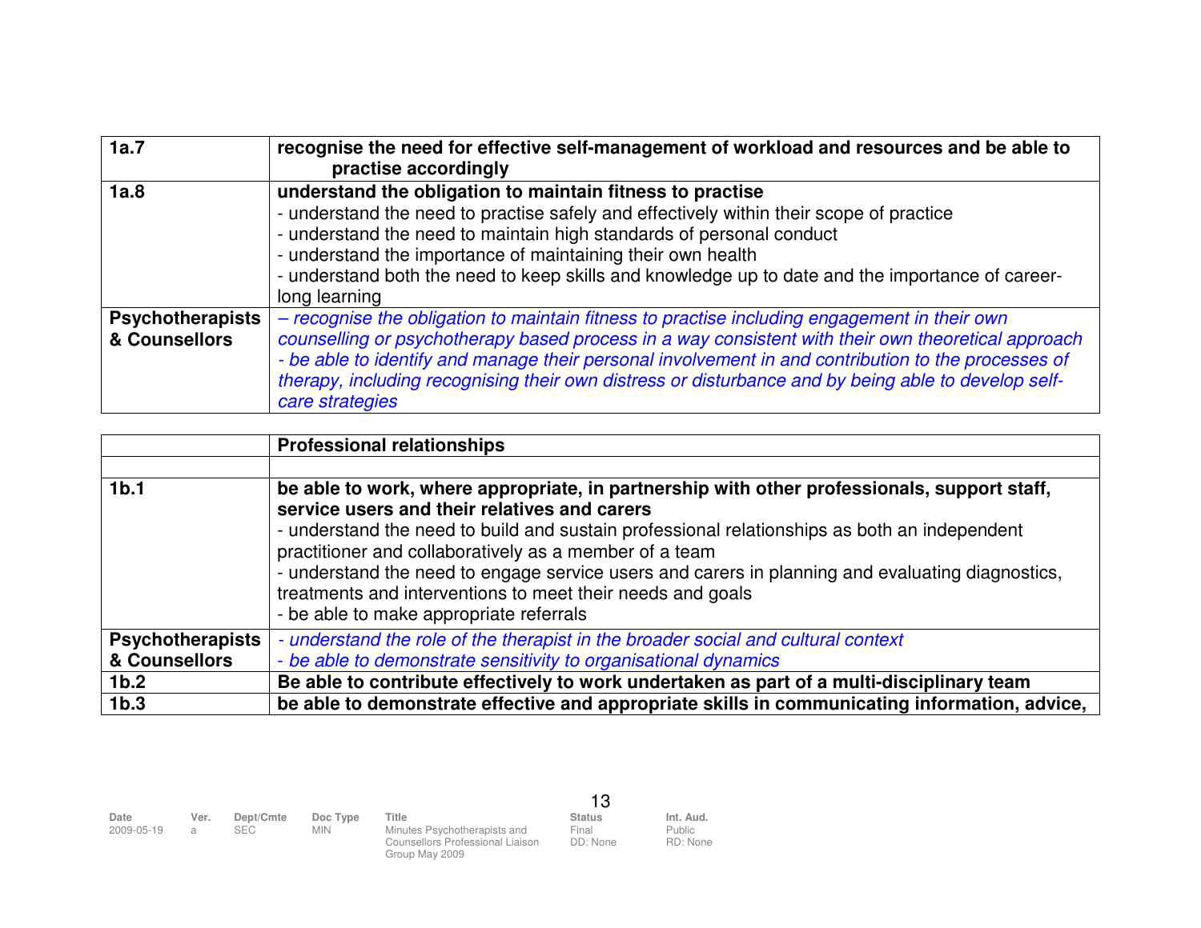| | |
|---|---|
| **1a.7** | **recognise the need for effective self-management of workload and resources and be able to practise accordingly** |
| **1a.8** | **understand the obligation to maintain fitness to practise**<br>- understand the need to practise safely and effectively within their scope of practice<br>- understand the need to maintain high standards of personal conduct<br>- understand the importance of maintaining their own health<br>- understand both the need to keep skills and knowledge up to date and the importance of career-long learning |
| **Psychotherapists & Counsellors** | *– recognise the obligation to maintain fitness to practise including engagement in their own counselling or psychotherapy based process in a way consistent with their own theoretical approach*<br>*- be able to identify and manage their personal involvement in and contribution to the processes of therapy, including recognising their own distress or disturbance and by being able to develop self-care strategies* |

| | **Professional relationships** |
|---|---|
| | |
| **1b.1** | **be able to work, where appropriate, in partnership with other professionals, support staff, service users and their relatives and carers**<br>- understand the need to build and sustain professional relationships as both an independent practitioner and collaboratively as a member of a team<br>- understand the need to engage service users and carers in planning and evaluating diagnostics, treatments and interventions to meet their needs and goals<br>- be able to make appropriate referrals |
| **Psychotherapists & Counsellors** | *- understand the role of the therapist in the broader social and cultural context*<br>*- be able to demonstrate sensitivity to organisational dynamics* |
| **1b.2** | **Be able to contribute effectively to work undertaken as part of a multi-disciplinary team** |
| **1b.3** | **be able to demonstrate effective and appropriate skills in communicating information, advice,** |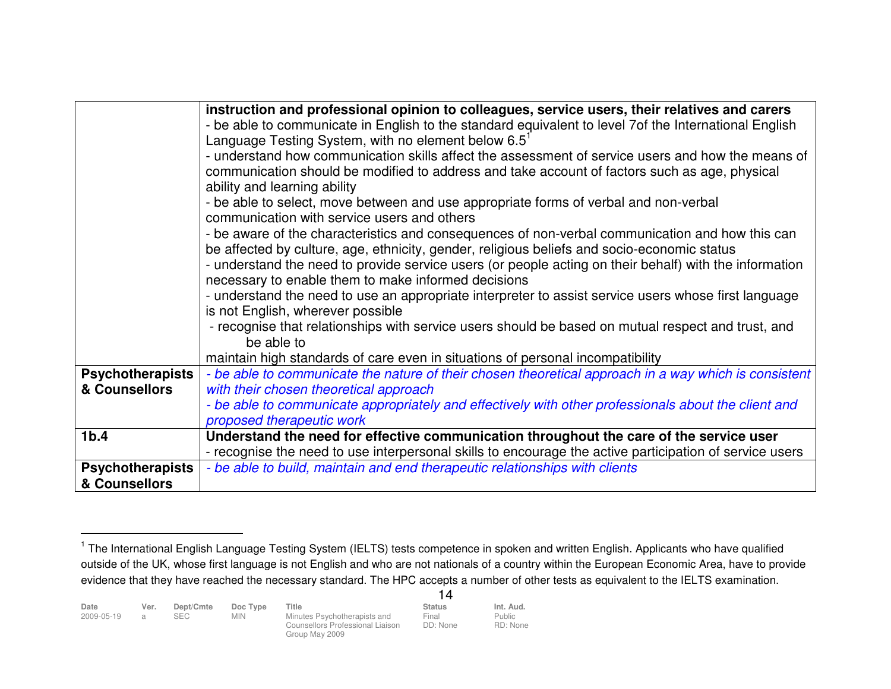| | |
|---|---|
| | **instruction and professional opinion to colleagues, service users, their relatives and carers**<br>- be able to communicate in English to the standard equivalent to level 7of the International English Language Testing System, with no element below 6.5[1]<br>- understand how communication skills affect the assessment of service users and how the means of communication should be modified to address and take account of factors such as age, physical ability and learning ability<br>- be able to select, move between and use appropriate forms of verbal and non-verbal communication with service users and others<br>- be aware of the characteristics and consequences of non-verbal communication and how this can be affected by culture, age, ethnicity, gender, religious beliefs and socio-economic status<br>- understand the need to provide service users (or people acting on their behalf) with the information necessary to enable them to make informed decisions<br>- understand the need to use an appropriate interpreter to assist service users whose first language is not English, wherever possible<br>- recognise that relationships with service users should be based on mutual respect and trust, and be able to maintain high standards of care even in situations of personal incompatibility |
| **Psychotherapists & Counsellors** | *- be able to communicate the nature of their chosen theoretical approach in a way which is consistent with their chosen theoretical approach*<br>*- be able to communicate appropriately and effectively with other professionals about the client and proposed therapeutic work* |
| **1b.4** | **Understand the need for effective communication throughout the care of the service user**<br>- recognise the need to use interpersonal skills to encourage the active participation of service users |
| **Psychotherapists & Counsellors** | *- be able to build, maintain and end therapeutic relationships with clients* |

[1] The International English Language Testing System (IELTS) tests competence in spoken and written English. Applicants who have qualified outside of the UK, whose first language is not English and who are not nationals of a country within the European Economic Area, have to provide evidence that they have reached the necessary standard. The HPC accepts a number of other tests as equivalent to the IELTS examination.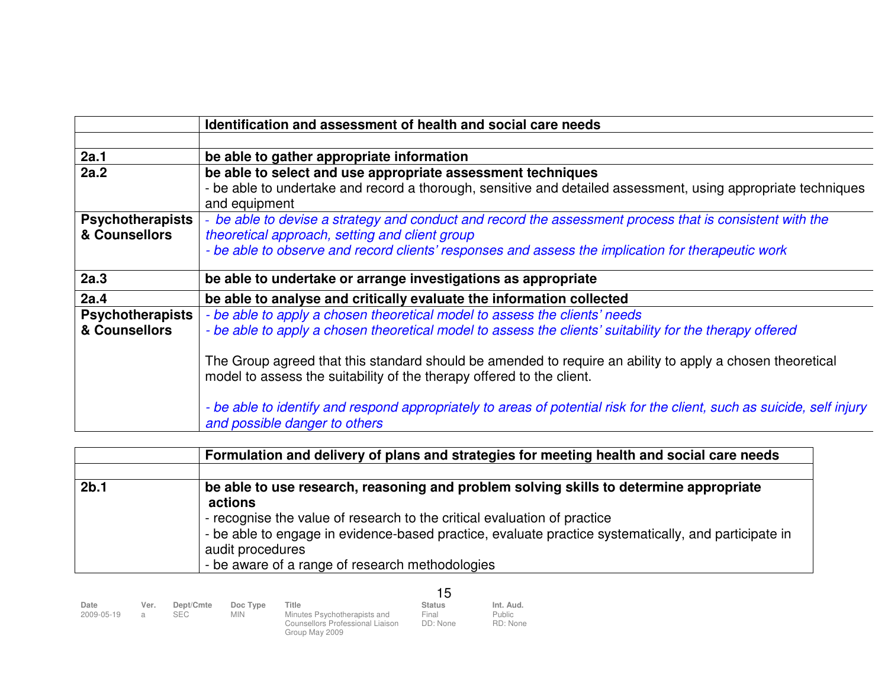| | **Identification and assessment of health and social care needs** |
|---|---|
| | |
| **2a.1** | **be able to gather appropriate information** |
| **2a.2** | **be able to select and use appropriate assessment techniques**<br>- be able to undertake and record a thorough, sensitive and detailed assessment, using appropriate techniques and equipment |
| **Psychotherapists & Counsellors** | *- be able to devise a strategy and conduct and record the assessment process that is consistent with the theoretical approach, setting and client group*<br>*- be able to observe and record clients' responses and assess the implication for therapeutic work* |
| **2a.3** | **be able to undertake or arrange investigations as appropriate** |
| **2a.4** | **be able to analyse and critically evaluate the information collected** |
| **Psychotherapists & Counsellors** | *- be able to apply a chosen theoretical model to assess the clients' needs*<br>*- be able to apply a chosen theoretical model to assess the clients' suitability for the therapy offered*<br><br>The Group agreed that this standard should be amended to require an ability to apply a chosen theoretical model to assess the suitability of the therapy offered to the client.<br><br>*- be able to identify and respond appropriately to areas of potential risk for the client, such as suicide, self injury and possible danger to others* |

| | **Formulation and delivery of plans and strategies for meeting health and social care needs** |
|---|---|
| | |
| **2b.1** | **be able to use research, reasoning and problem solving skills to determine appropriate actions**<br>- recognise the value of research to the critical evaluation of practice<br>- be able to engage in evidence-based practice, evaluate practice systematically, and participate in audit procedures<br>- be aware of a range of research methodologies |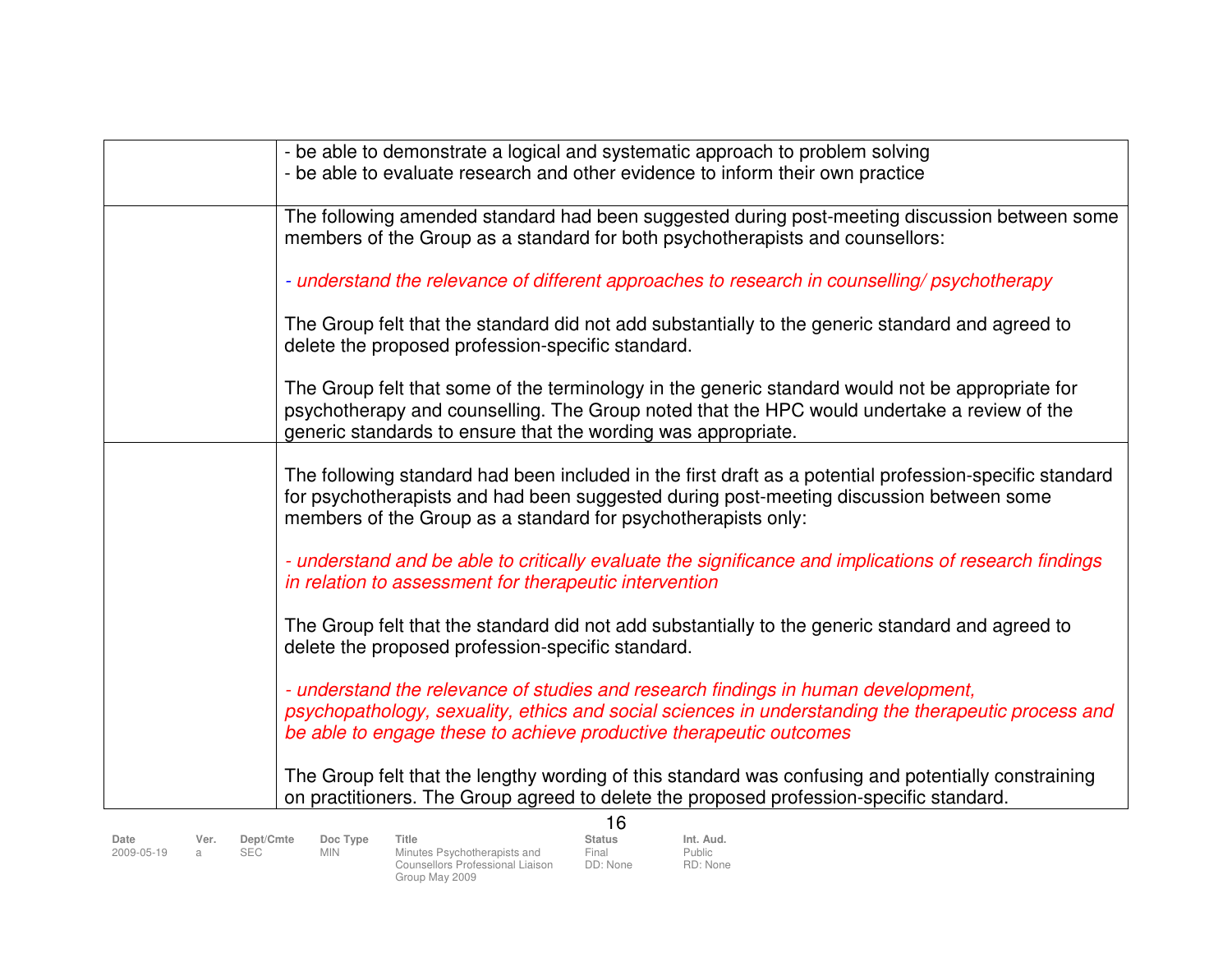| | |
|---|---|
| | - be able to demonstrate a logical and systematic approach to problem solving<br>- be able to evaluate research and other evidence to inform their own practice |
| | The following amended standard had been suggested during post-meeting discussion between some members of the Group as a standard for both psychotherapists and counsellors:<br><br>*- understand the relevance of different approaches to research in counselling/ psychotherapy*<br><br>The Group felt that the standard did not add substantially to the generic standard and agreed to delete the proposed profession-specific standard.<br><br>The Group felt that some of the terminology in the generic standard would not be appropriate for psychotherapy and counselling. The Group noted that the HPC would undertake a review of the generic standards to ensure that the wording was appropriate. |
| | The following standard had been included in the first draft as a potential profession-specific standard for psychotherapists and had been suggested during post-meeting discussion between some members of the Group as a standard for psychotherapists only:<br><br>*- understand and be able to critically evaluate the significance and implications of research findings in relation to assessment for therapeutic intervention*<br><br>The Group felt that the standard did not add substantially to the generic standard and agreed to delete the proposed profession-specific standard.<br><br>*- understand the relevance of studies and research findings in human development, psychopathology, sexuality, ethics and social sciences in understanding the therapeutic process and be able to engage these to achieve productive therapeutic outcomes*<br><br>The Group felt that the lengthy wording of this standard was confusing and potentially constraining on practitioners. The Group agreed to delete the proposed profession-specific standard. |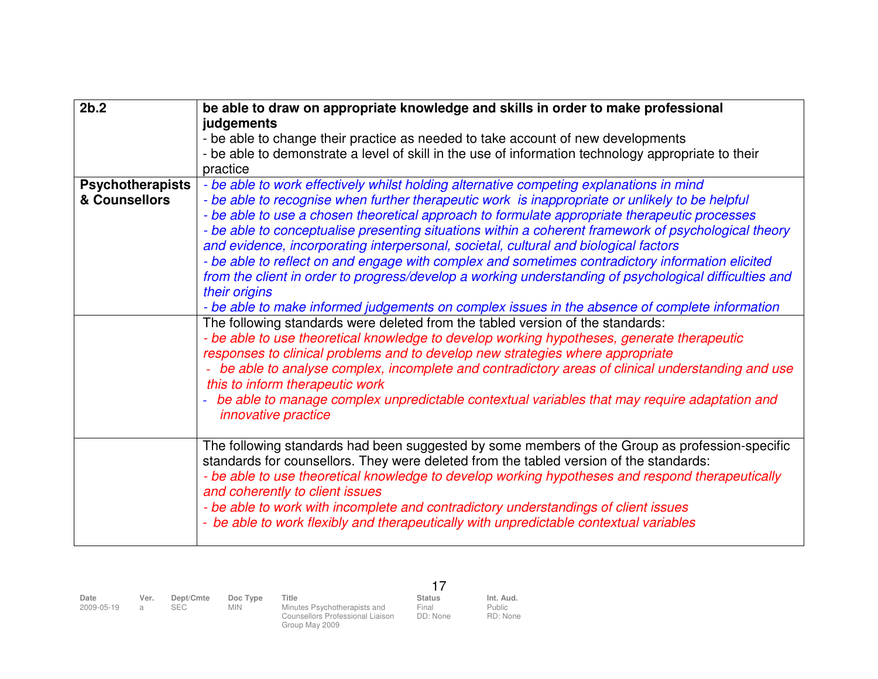| | |
|---|---|
| **2b.2** | **be able to draw on appropriate knowledge and skills in order to make professional judgements**<br>- be able to change their practice as needed to take account of new developments<br>- be able to demonstrate a level of skill in the use of information technology appropriate to their practice |
| **Psychotherapists & Counsellors** | *- be able to work effectively whilst holding alternative competing explanations in mind*<br>*- be able to recognise when further therapeutic work is inappropriate or unlikely to be helpful*<br>*- be able to use a chosen theoretical approach to formulate appropriate therapeutic processes*<br>*- be able to conceptualise presenting situations within a coherent framework of psychological theory and evidence, incorporating interpersonal, societal, cultural and biological factors*<br>*- be able to reflect on and engage with complex and sometimes contradictory information elicited from the client in order to progress/develop a working understanding of psychological difficulties and their origins*<br>*- be able to make informed judgements on complex issues in the absence of complete information* |
| | The following standards were deleted from the tabled version of the standards:<br>*- be able to use theoretical knowledge to develop working hypotheses, generate therapeutic responses to clinical problems and to develop new strategies where appropriate*<br>*- be able to analyse complex, incomplete and contradictory areas of clinical understanding and use this to inform therapeutic work*<br>*- be able to manage complex unpredictable contextual variables that may require adaptation and innovative practice* |
| | The following standards had been suggested by some members of the Group as profession-specific standards for counsellors. They were deleted from the tabled version of the standards:<br>*- be able to use theoretical knowledge to develop working hypotheses and respond therapeutically and coherently to client issues*<br>*- be able to work with incomplete and contradictory understandings of client issues*<br>*- be able to work flexibly and therapeutically with unpredictable contextual variables* |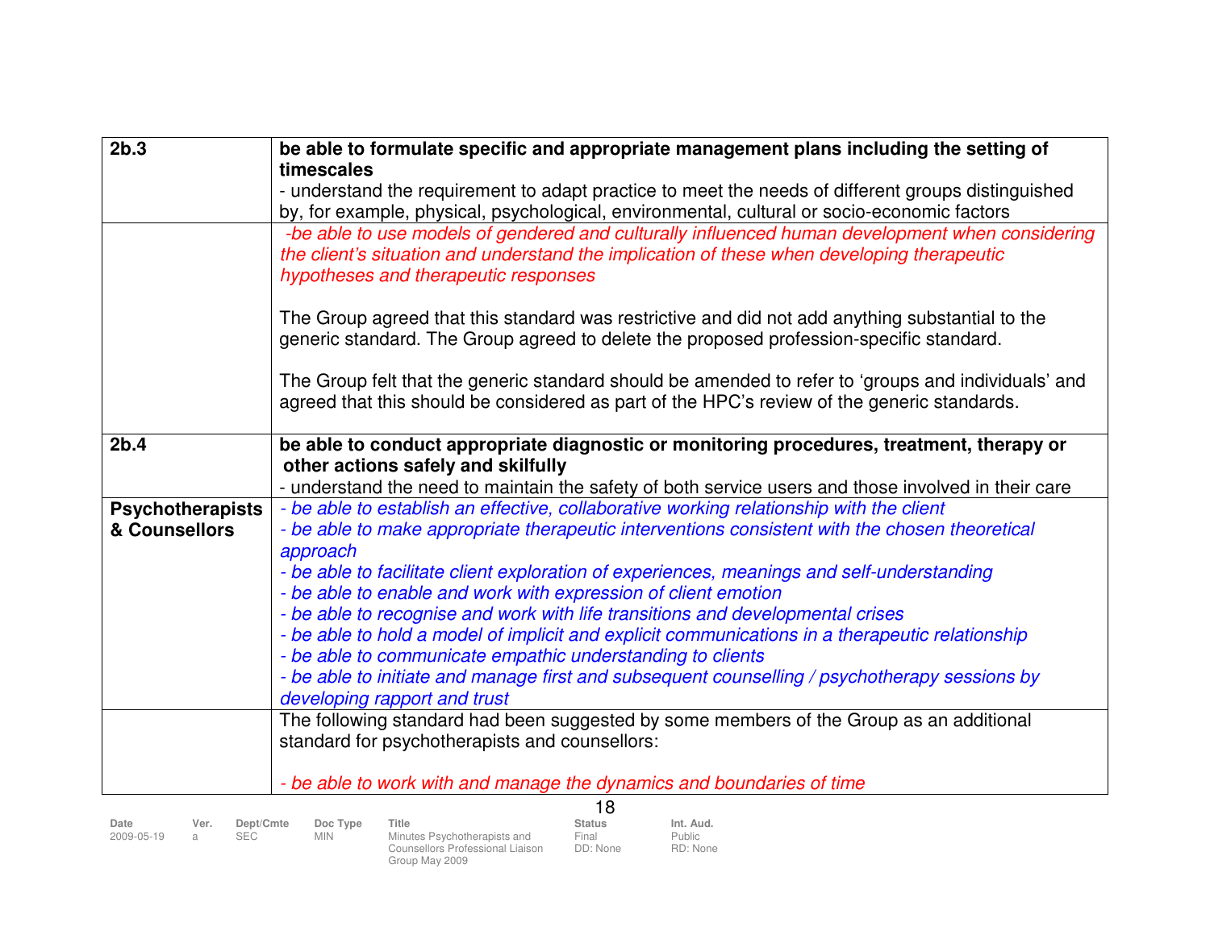| | |
|---|---|
| **2b.3** | **be able to formulate specific and appropriate management plans including the setting of timescales**<br>- understand the requirement to adapt practice to meet the needs of different groups distinguished by, for example, physical, psychological, environmental, cultural or socio-economic factors |
| | *-be able to use models of gendered and culturally influenced human development when considering the client's situation and understand the implication of these when developing therapeutic hypotheses and therapeutic responses*<br><br>The Group agreed that this standard was restrictive and did not add anything substantial to the generic standard. The Group agreed to delete the proposed profession-specific standard.<br><br>The Group felt that the generic standard should be amended to refer to 'groups and individuals' and agreed that this should be considered as part of the HPC's review of the generic standards. |
| **2b.4** | **be able to conduct appropriate diagnostic or monitoring procedures, treatment, therapy or other actions safely and skilfully**<br>- understand the need to maintain the safety of both service users and those involved in their care |
| **Psychotherapists & Counsellors** | *- be able to establish an effective, collaborative working relationship with the client*<br>*- be able to make appropriate therapeutic interventions consistent with the chosen theoretical approach*<br>*- be able to facilitate client exploration of experiences, meanings and self-understanding*<br>*- be able to enable and work with expression of client emotion*<br>*- be able to recognise and work with life transitions and developmental crises*<br>*- be able to hold a model of implicit and explicit communications in a therapeutic relationship*<br>*- be able to communicate empathic understanding to clients*<br>*- be able to initiate and manage first and subsequent counselling / psychotherapy sessions by developing rapport and trust* |
| | The following standard had been suggested by some members of the Group as an additional standard for psychotherapists and counsellors:<br><br>*- be able to work with and manage the dynamics and boundaries of time* |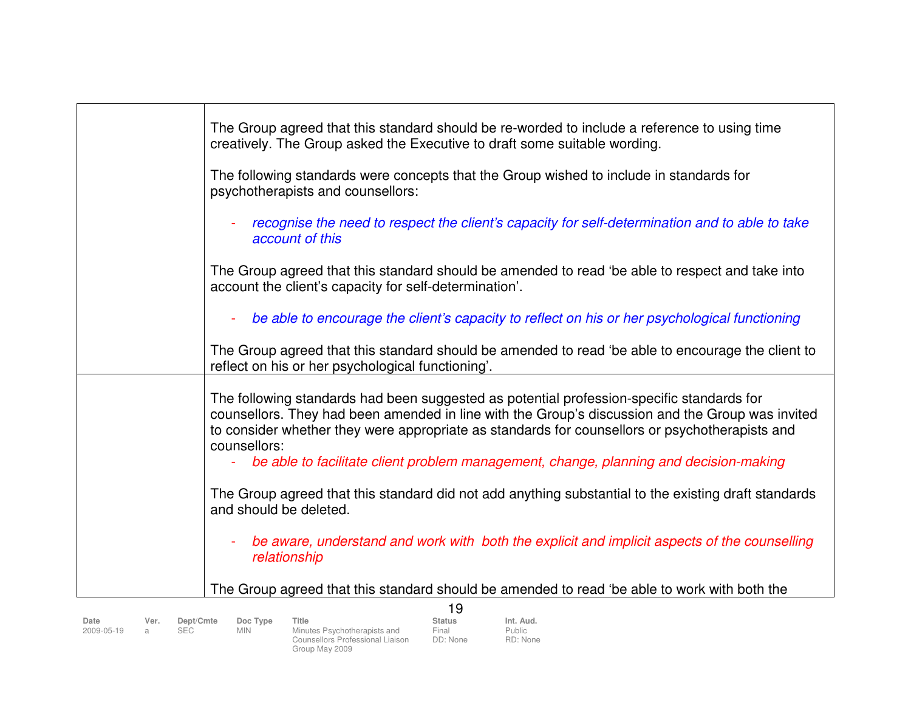| | |
|---|---|
| | The Group agreed that this standard should be re-worded to include a reference to using time creatively. The Group asked the Executive to draft some suitable wording.<br><br>The following standards were concepts that the Group wished to include in standards for psychotherapists and counsellors:<br><br>- *recognise the need to respect the client's capacity for self-determination and to able to take account of this*<br><br>The Group agreed that this standard should be amended to read 'be able to respect and take into account the client's capacity for self-determination'.<br><br>- *be able to encourage the client's capacity to reflect on his or her psychological functioning*<br><br>The Group agreed that this standard should be amended to read 'be able to encourage the client to reflect on his or her psychological functioning'. |
| | The following standards had been suggested as potential profession-specific standards for counsellors. They had been amended in line with the Group's discussion and the Group was invited to consider whether they were appropriate as standards for counsellors or psychotherapists and counsellors:<br>- *be able to facilitate client problem management, change, planning and decision-making*<br><br>The Group agreed that this standard did not add anything substantial to the existing draft standards and should be deleted.<br><br>- *be aware, understand and work with both the explicit and implicit aspects of the counselling relationship*<br><br>The Group agreed that this standard should be amended to read 'be able to work with both the |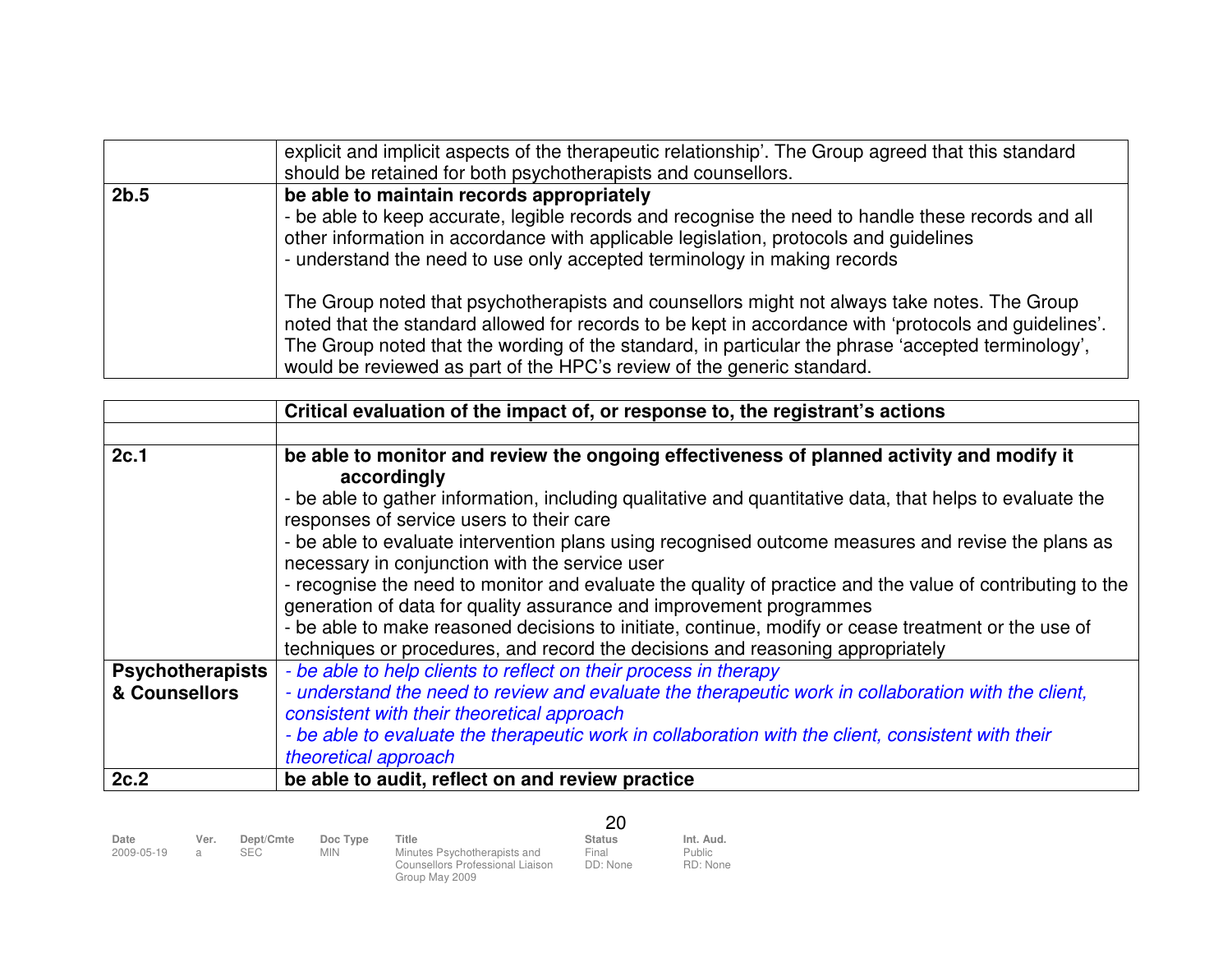| | |
|---|---|
| | explicit and implicit aspects of the therapeutic relationship'. The Group agreed that this standard should be retained for both psychotherapists and counsellors. |
| **2b.5** | **be able to maintain records appropriately**<br>- be able to keep accurate, legible records and recognise the need to handle these records and all other information in accordance with applicable legislation, protocols and guidelines<br>- understand the need to use only accepted terminology in making records<br><br>The Group noted that psychotherapists and counsellors might not always take notes. The Group noted that the standard allowed for records to be kept in accordance with 'protocols and guidelines'. The Group noted that the wording of the standard, in particular the phrase 'accepted terminology', would be reviewed as part of the HPC's review of the generic standard. |

| | **Critical evaluation of the impact of, or response to, the registrant's actions** |
|---|---|
| | |
| **2c.1** | **be able to monitor and review the ongoing effectiveness of planned activity and modify it accordingly**<br>- be able to gather information, including qualitative and quantitative data, that helps to evaluate the responses of service users to their care<br>- be able to evaluate intervention plans using recognised outcome measures and revise the plans as necessary in conjunction with the service user<br>- recognise the need to monitor and evaluate the quality of practice and the value of contributing to the generation of data for quality assurance and improvement programmes<br>- be able to make reasoned decisions to initiate, continue, modify or cease treatment or the use of techniques or procedures, and record the decisions and reasoning appropriately |
| **Psychotherapists & Counsellors** | *- be able to help clients to reflect on their process in therapy*<br>*- understand the need to review and evaluate the therapeutic work in collaboration with the client, consistent with their theoretical approach*<br>*- be able to evaluate the therapeutic work in collaboration with the client, consistent with their theoretical approach* |
| **2c.2** | **be able to audit, reflect on and review practice** |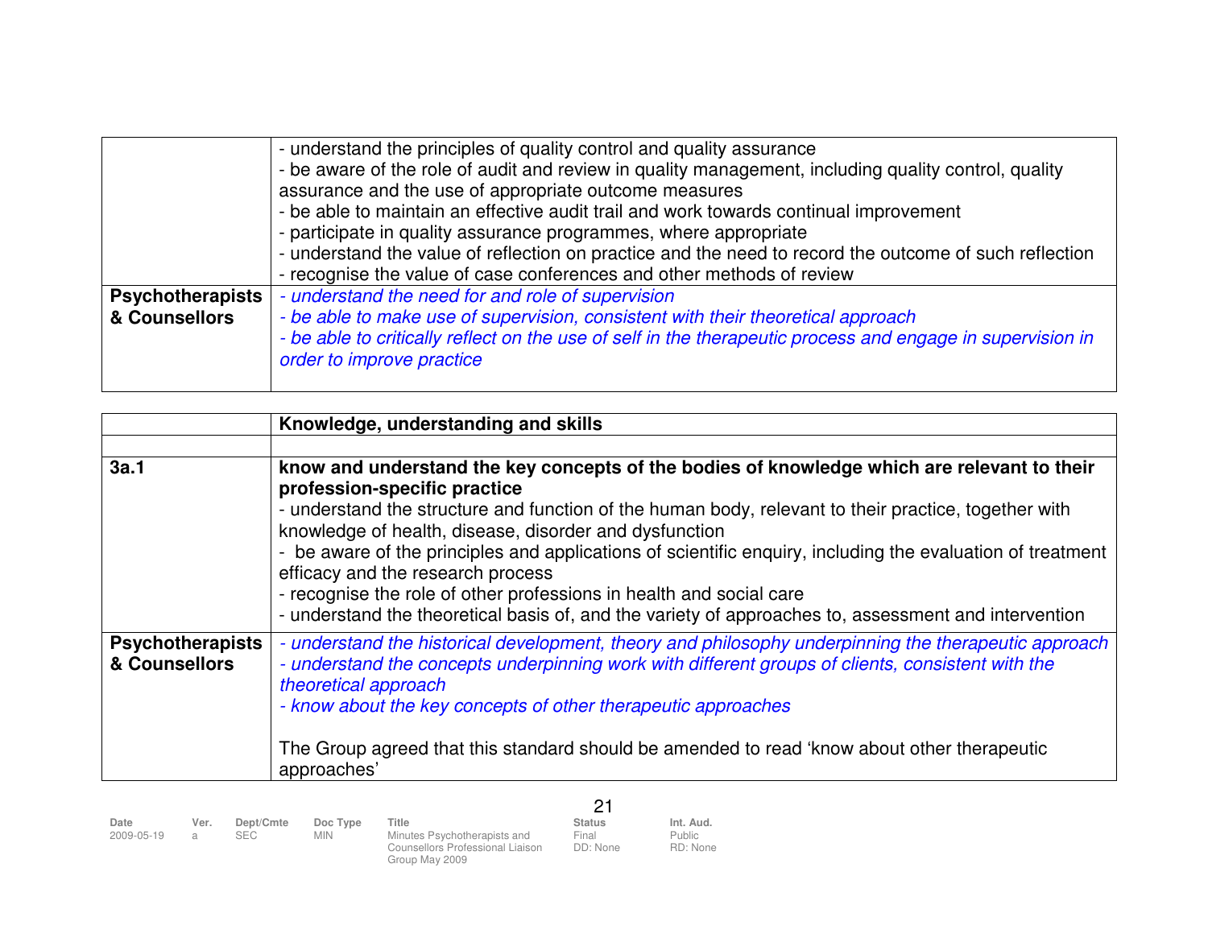| | |
|---|---|
| | - understand the principles of quality control and quality assurance<br>- be aware of the role of audit and review in quality management, including quality control, quality assurance and the use of appropriate outcome measures<br>- be able to maintain an effective audit trail and work towards continual improvement<br>- participate in quality assurance programmes, where appropriate<br>- understand the value of reflection on practice and the need to record the outcome of such reflection<br>- recognise the value of case conferences and other methods of review |
| **Psychotherapists & Counsellors** | *- understand the need for and role of supervision*<br>*- be able to make use of supervision, consistent with their theoretical approach*<br>*- be able to critically reflect on the use of self in the therapeutic process and engage in supervision in order to improve practice* |

| | **Knowledge, understanding and skills** |
|---|---|
| | |
| **3a.1** | **know and understand the key concepts of the bodies of knowledge which are relevant to their profession-specific practice**<br>- understand the structure and function of the human body, relevant to their practice, together with knowledge of health, disease, disorder and dysfunction<br>- be aware of the principles and applications of scientific enquiry, including the evaluation of treatment efficacy and the research process<br>- recognise the role of other professions in health and social care<br>- understand the theoretical basis of, and the variety of approaches to, assessment and intervention |
| **Psychotherapists & Counsellors** | *- understand the historical development, theory and philosophy underpinning the therapeutic approach*<br>*- understand the concepts underpinning work with different groups of clients, consistent with the theoretical approach*<br>*- know about the key concepts of other therapeutic approaches*<br><br>The Group agreed that this standard should be amended to read 'know about other therapeutic approaches' |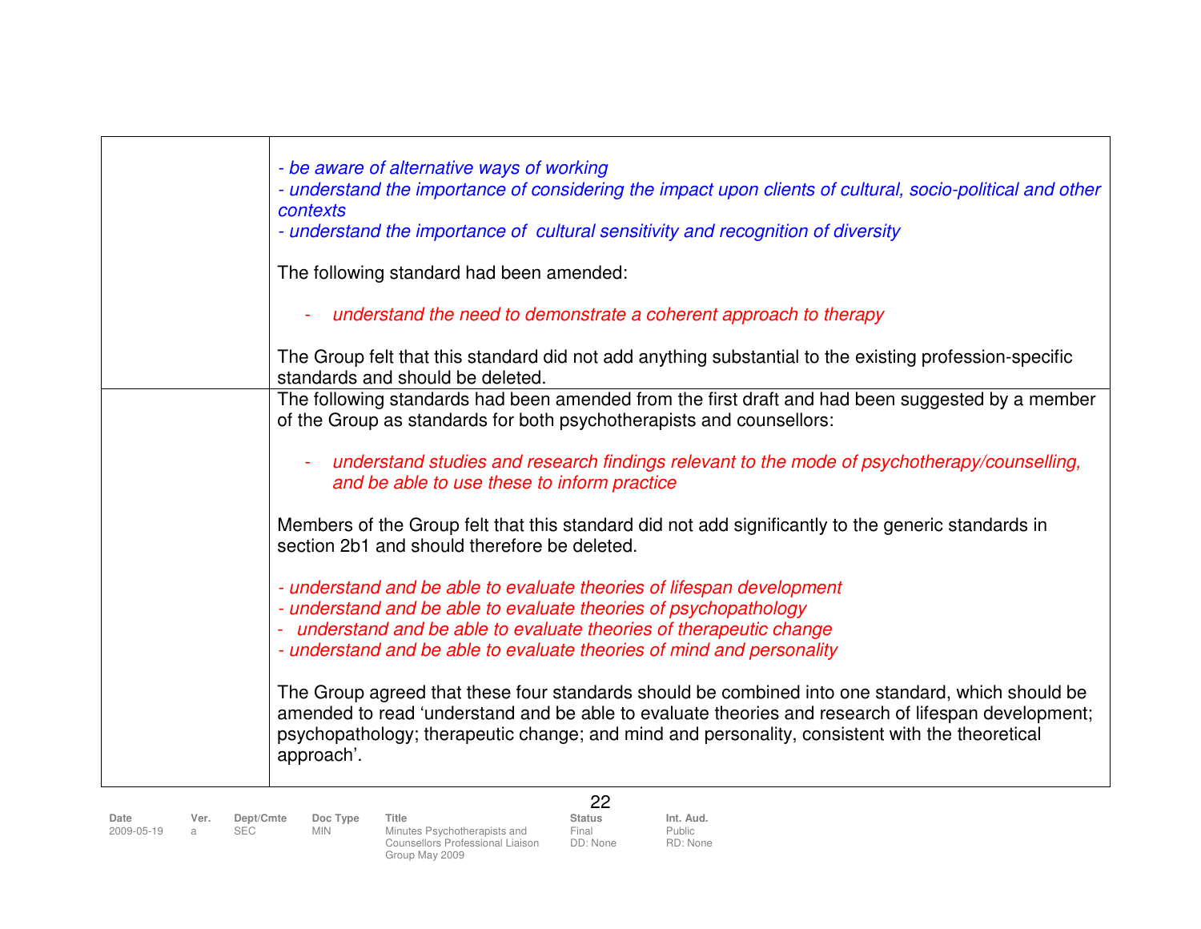| | |
|---|---|
| | *- be aware of alternative ways of working*<br>*- understand the importance of considering the impact upon clients of cultural, socio-political and other contexts*<br>*- understand the importance of cultural sensitivity and recognition of diversity*<br><br>The following standard had been amended:<br><br>- *understand the need to demonstrate a coherent approach to therapy*<br><br>The Group felt that this standard did not add anything substantial to the existing profession-specific standards and should be deleted. |
| | The following standards had been amended from the first draft and had been suggested by a member of the Group as standards for both psychotherapists and counsellors:<br><br>- *understand studies and research findings relevant to the mode of psychotherapy/counselling, and be able to use these to inform practice*<br><br>Members of the Group felt that this standard did not add significantly to the generic standards in section 2b1 and should therefore be deleted.<br><br>*- understand and be able to evaluate theories of lifespan development*<br>*- understand and be able to evaluate theories of psychopathology*<br>*- understand and be able to evaluate theories of therapeutic change*<br>*- understand and be able to evaluate theories of mind and personality*<br><br>The Group agreed that these four standards should be combined into one standard, which should be amended to read 'understand and be able to evaluate theories and research of lifespan development; psychopathology; therapeutic change; and mind and personality, consistent with the theoretical approach'. |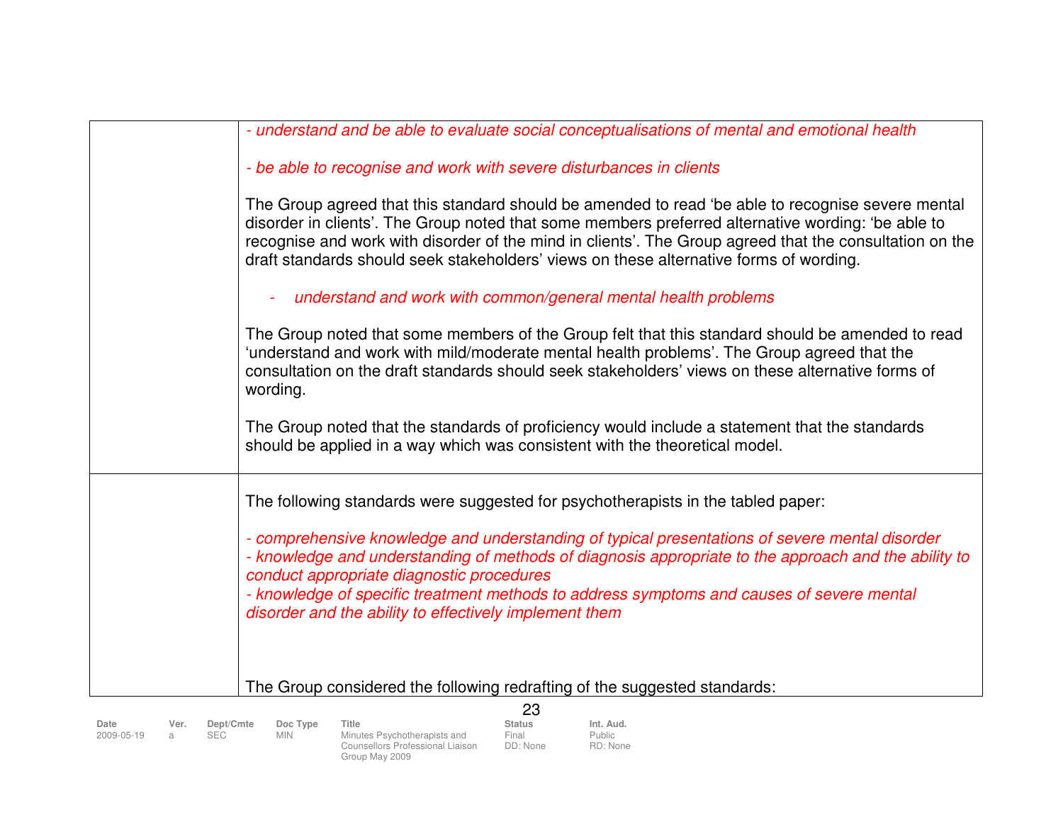| | |
|---|---|
| | *- understand and be able to evaluate social conceptualisations of mental and emotional health*<br><br>*- be able to recognise and work with severe disturbances in clients*<br><br>The Group agreed that this standard should be amended to read 'be able to recognise severe mental disorder in clients'. The Group noted that some members preferred alternative wording: 'be able to recognise and work with disorder of the mind in clients'. The Group agreed that the consultation on the draft standards should seek stakeholders' views on these alternative forms of wording.<br><br>*- understand and work with common/general mental health problems*<br><br>The Group noted that some members of the Group felt that this standard should be amended to read 'understand and work with mild/moderate mental health problems'. The Group agreed that the consultation on the draft standards should seek stakeholders' views on these alternative forms of wording.<br><br>The Group noted that the standards of proficiency would include a statement that the standards should be applied in a way which was consistent with the theoretical model. |
| | The following standards were suggested for psychotherapists in the tabled paper:<br><br>*- comprehensive knowledge and understanding of typical presentations of severe mental disorder*<br>*- knowledge and understanding of methods of diagnosis appropriate to the approach and the ability to conduct appropriate diagnostic procedures*<br>*- knowledge of specific treatment methods to address symptoms and causes of severe mental disorder and the ability to effectively implement them*<br><br>The Group considered the following redrafting of the suggested standards: |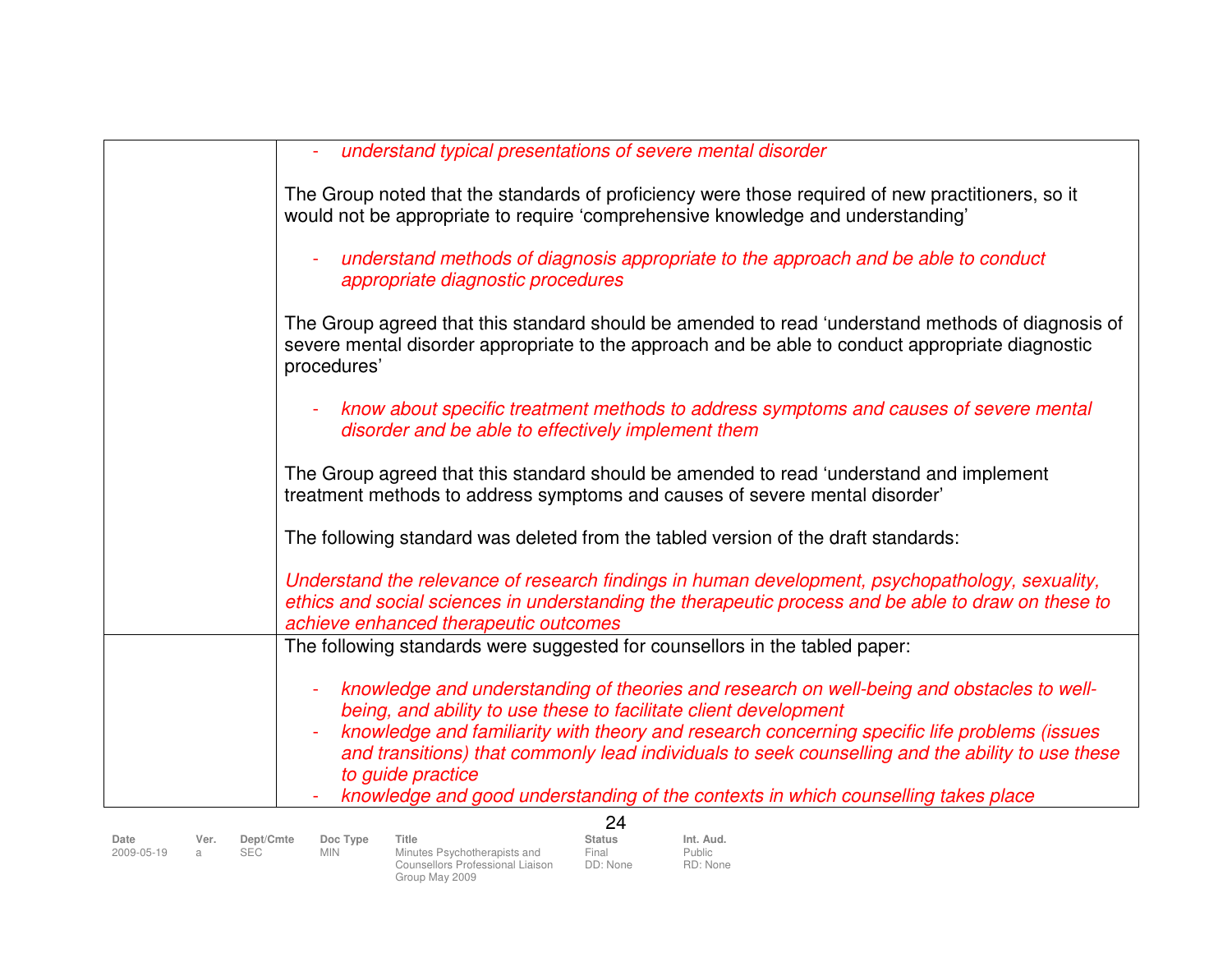| | |
|---|---|
| | - *understand typical presentations of severe mental disorder*<br><br>The Group noted that the standards of proficiency were those required of new practitioners, so it would not be appropriate to require 'comprehensive knowledge and understanding'<br><br>- *understand methods of diagnosis appropriate to the approach and be able to conduct appropriate diagnostic procedures*<br><br>The Group agreed that this standard should be amended to read 'understand methods of diagnosis of severe mental disorder appropriate to the approach and be able to conduct appropriate diagnostic procedures'<br><br>- *know about specific treatment methods to address symptoms and causes of severe mental disorder and be able to effectively implement them*<br><br>The Group agreed that this standard should be amended to read 'understand and implement treatment methods to address symptoms and causes of severe mental disorder'<br><br>The following standard was deleted from the tabled version of the draft standards:<br><br>*Understand the relevance of research findings in human development, psychopathology, sexuality, ethics and social sciences in understanding the therapeutic process and be able to draw on these to achieve enhanced therapeutic outcomes* |
| | The following standards were suggested for counsellors in the tabled paper:<br><br>- *knowledge and understanding of theories and research on well-being and obstacles to well-being, and ability to use these to facilitate client development*<br>- *knowledge and familiarity with theory and research concerning specific life problems (issues and transitions) that commonly lead individuals to seek counselling and the ability to use these to guide practice*<br>- *knowledge and good understanding of the contexts in which counselling takes place* |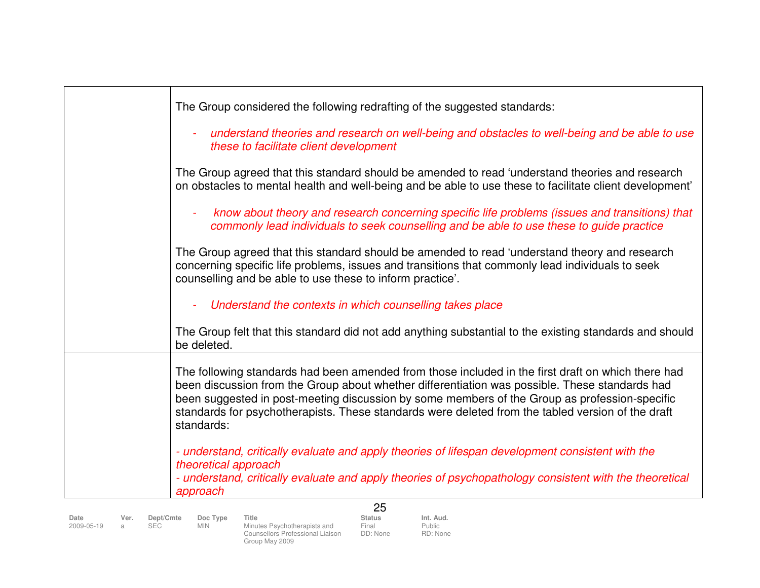| | |
|---|---|
| | The Group considered the following redrafting of the suggested standards:<br><br>- *understand theories and research on well-being and obstacles to well-being and be able to use these to facilitate client development*<br><br>The Group agreed that this standard should be amended to read 'understand theories and research on obstacles to mental health and well-being and be able to use these to facilitate client development'<br><br>- *know about theory and research concerning specific life problems (issues and transitions) that commonly lead individuals to seek counselling and be able to use these to guide practice*<br><br>The Group agreed that this standard should be amended to read 'understand theory and research concerning specific life problems, issues and transitions that commonly lead individuals to seek counselling and be able to use these to inform practice'.<br><br>- *Understand the contexts in which counselling takes place*<br><br>The Group felt that this standard did not add anything substantial to the existing standards and should be deleted. |
| | The following standards had been amended from those included in the first draft on which there had been discussion from the Group about whether differentiation was possible. These standards had been suggested in post-meeting discussion by some members of the Group as profession-specific standards for psychotherapists. These standards were deleted from the tabled version of the draft standards:<br><br>*- understand, critically evaluate and apply theories of lifespan development consistent with the theoretical approach*<br>*- understand, critically evaluate and apply theories of psychopathology consistent with the theoretical approach* |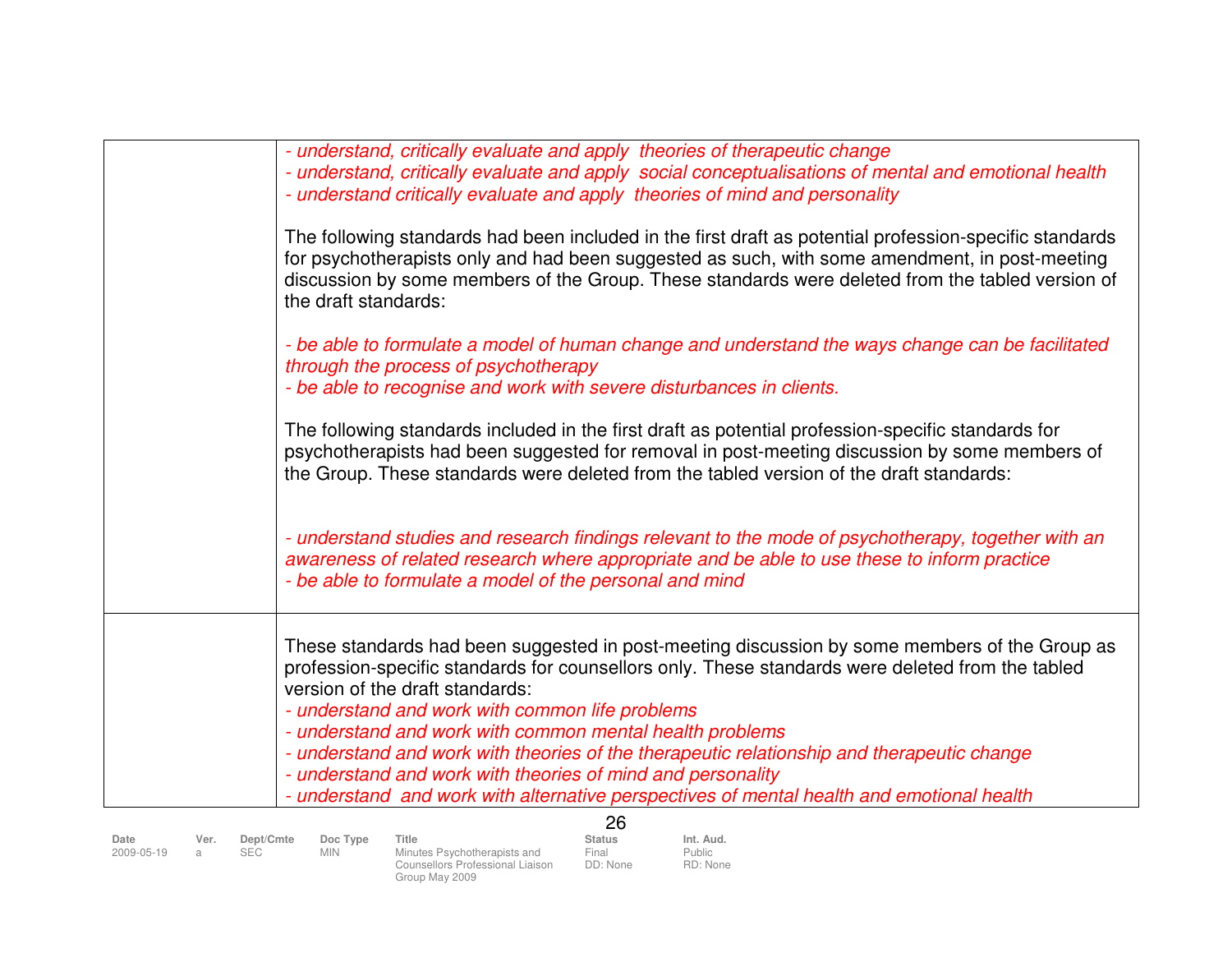|  |  |
|---|---|
|  | *- understand, critically evaluate and apply  theories of therapeutic change*<br>*- understand, critically evaluate and apply  social conceptualisations of mental and emotional health*<br>*- understand critically evaluate and apply  theories of mind and personality*<br><br>The following standards had been included in the first draft as potential profession-specific standards for psychotherapists only and had been suggested as such, with some amendment, in post-meeting discussion by some members of the Group. These standards were deleted from the tabled version of the draft standards:<br><br>*- be able to formulate a model of human change and understand the ways change can be facilitated through the process of psychotherapy*<br>*- be able to recognise and work with severe disturbances in clients.*<br><br>The following standards included in the first draft as potential profession-specific standards for psychotherapists had been suggested for removal in post-meeting discussion by some members of the Group. These standards were deleted from the tabled version of the draft standards:<br><br>*- understand studies and research findings relevant to the mode of psychotherapy, together with an awareness of related research where appropriate and be able to use these to inform practice*<br>*- be able to formulate a model of the personal and mind* |
|  | These standards had been suggested in post-meeting discussion by some members of the Group as profession-specific standards for counsellors only. These standards were deleted from the tabled version of the draft standards:<br>*- understand and work with common life problems*<br>*- understand and work with common mental health problems*<br>*- understand and work with theories of the therapeutic relationship and therapeutic change*<br>*- understand and work with theories of mind and personality*<br>*- understand  and work with alternative perspectives of mental health and emotional health* |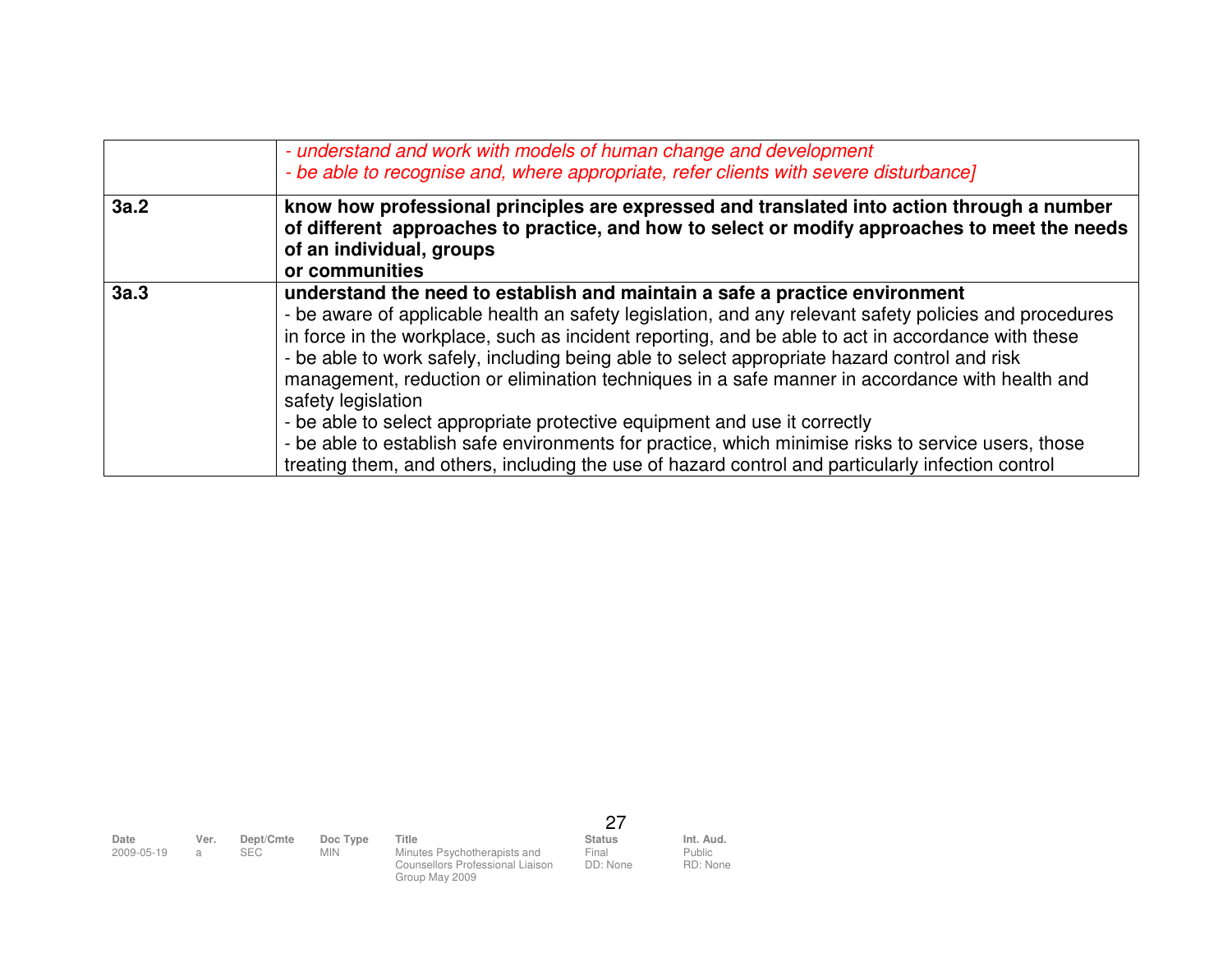| | |
|---|---|
| | *- understand and work with models of human change and development*<br>*- be able to recognise and, where appropriate, refer clients with severe disturbance]* |
| **3a.2** | **know how professional principles are expressed and translated into action through a number of different approaches to practice, and how to select or modify approaches to meet the needs of an individual, groups or communities** |
| **3a.3** | **understand the need to establish and maintain a safe a practice environment**<br>- be aware of applicable health an safety legislation, and any relevant safety policies and procedures in force in the workplace, such as incident reporting, and be able to act in accordance with these<br>- be able to work safely, including being able to select appropriate hazard control and risk management, reduction or elimination techniques in a safe manner in accordance with health and safety legislation<br>- be able to select appropriate protective equipment and use it correctly<br>- be able to establish safe environments for practice, which minimise risks to service users, those treating them, and others, including the use of hazard control and particularly infection control |